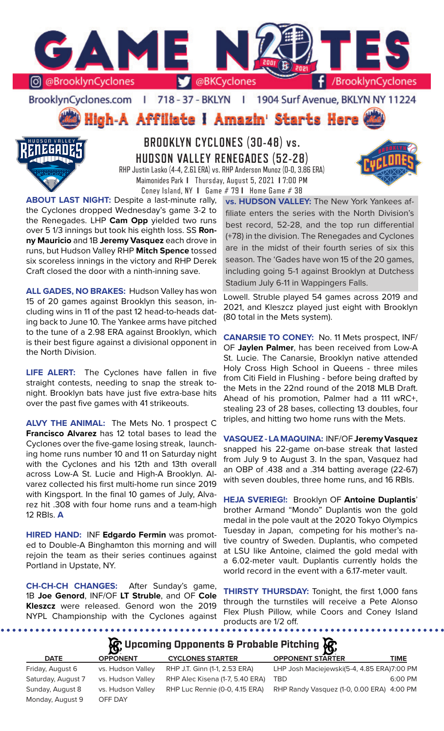# GAME NOTES

@BrooklynCyclones | @BKCyclones | /BrooklynCyclones

BrooklynCyclones.com | 718-37-BKLYN | 1904 Surf Avenue, BKLYN NY 11224

**High-A Affiliate | Amazin' Starts Here**

## BROOKLYN CYCLONES (30-48) vs. HUDSON VALLEY RENEGADES (52-28)

RHP Justin Lasko (4-4, 2.61 ERA) vs. RHP Anderson Munoz (0-0, 3.86 ERA)
Maimonides Park | Thursday, August 5, 2021 | 7:00 PM
Coney Island, NY | Game # 79 | Home Game # 38

**ABOUT LAST NIGHT:** Despite a last-minute rally, the Cyclones dropped Wednesday's game 3-2 to the Renegades. LHP **Cam Opp** yielded two runs over 5 1/3 innings but took his eighth loss. SS **Ronny Mauricio** and 1B **Jeremy Vasquez** each drove in runs, but Hudson Valley RHP **Mitch Spence** tossed six scoreless innings in the victory and RHP Derek Craft closed the door with a ninth-inning save.

**ALL GADES, NO BRAKES:** Hudson Valley has won 15 of 20 games against Brooklyn this season, including wins in 11 of the past 12 head-to-heads dating back to June 10. The Yankee arms have pitched to the tune of a 2.98 ERA against Brooklyn, which is their best figure against a divisional opponent in the North Division.

**LIFE ALERT:** The Cyclones have fallen in five straight contests, needing to snap the streak tonight. Brooklyn bats have just five extra-base hits over the past five games with 41 strikeouts.

**ALVY THE ANIMAL:** The Mets No. 1 prospect C **Francisco Alvarez** has 12 total bases to lead the Cyclones over the five-game losing streak, launching home runs number 10 and 11 on Saturday night with the Cyclones and his 12th and 13th overall across Low-A St. Lucie and High-A Brooklyn. Alvarez collected his first multi-home run since 2019 with Kingsport. In the final 10 games of July, Alvarez hit .308 with four home runs and a team-high 12 RBIs. **A**

**HIRED HAND:** INF **Edgardo Fermin** was promoted to Double-A Binghamton this morning and will rejoin the team as their series continues against Portland in Upstate, NY.

**CH-CH-CH CHANGES:** After Sunday's game, 1B **Joe Genord**, INF/OF **LT Struble**, and OF **Cole Kleszcz** were released. Genord won the 2019 NYPL Championship with the Cyclones against Lowell. Struble played 54 games across 2019 and 2021, and Kleszcz played just eight with Brooklyn (80 total in the Mets system).

**vs. HUDSON VALLEY:** The New York Yankees affiliate enters the series with the North Division's best record, 52-28, and the top run differential (+78) in the division. The Renegades and Cyclones are in the midst of their fourth series of six this season. The 'Gades have won 15 of the 20 games, including going 5-1 against Brooklyn at Dutchess Stadium July 6-11 in Wappingers Falls.

**CANARSIE TO CONEY:** No. 11 Mets prospect, INF/OF **Jaylen Palmer**, has been received from Low-A St. Lucie. The Canarsie, Brooklyn native attended Holy Cross High School in Queens - three miles from Citi Field in Flushing - before being drafted by the Mets in the 22nd round of the 2018 MLB Draft. Ahead of his promotion, Palmer had a 111 wRC+, stealing 23 of 28 bases, collecting 13 doubles, four triples, and hitting two home runs with the Mets.

**VASQUEZ - LA MAQUINA:** INF/OF **Jeremy Vasquez** snapped his 22-game on-base streak that lasted from July 9 to August 3. In the span, Vasquez had an OBP of .438 and a .314 batting average (22-67) with seven doubles, three home runs, and 16 RBIs.

**HEJA SVERIEG!:** Brooklyn OF **Antoine Duplantis**' brother Armand "Mondo" Duplantis won the gold medal in the pole vault at the 2020 Tokyo Olympics Tuesday in Japan, competing for his mother's native country of Sweden. Duplantis, who competed at LSU like Antoine, claimed the gold medal with a 6.02-meter vault. Duplantis currently holds the world record in the event with a 6.17-meter vault.

**THIRSTY THURSDAY:** Tonight, the first 1,000 fans through the turnstiles will receive a Pete Alonso Flex Plush Pillow, while Coors and Coney Island products are 1/2 off.

## Upcoming Opponents & Probable Pitching

| DATE | OPPONENT | CYCLONES STARTER | OPPONENT STARTER | TIME |
|---|---|---|---|---|
| Friday, August 6 | vs. Hudson Valley | RHP J.T. Ginn (1-1, 2.53 ERA) | LHP Josh Maciejewski (5-4, 4.85 ERA) | 7:00 PM |
| Saturday, August 7 | vs. Hudson Valley | RHP Alec Kisena (1-7, 5.40 ERA) | TBD | 6:00 PM |
| Sunday, August 8 | vs. Hudson Valley | RHP Luc Rennie (0-0, 4.15 ERA) | RHP Randy Vasquez (1-0, 0.00 ERA) | 4:00 PM |
| Monday, August 9 | OFF DAY | | | |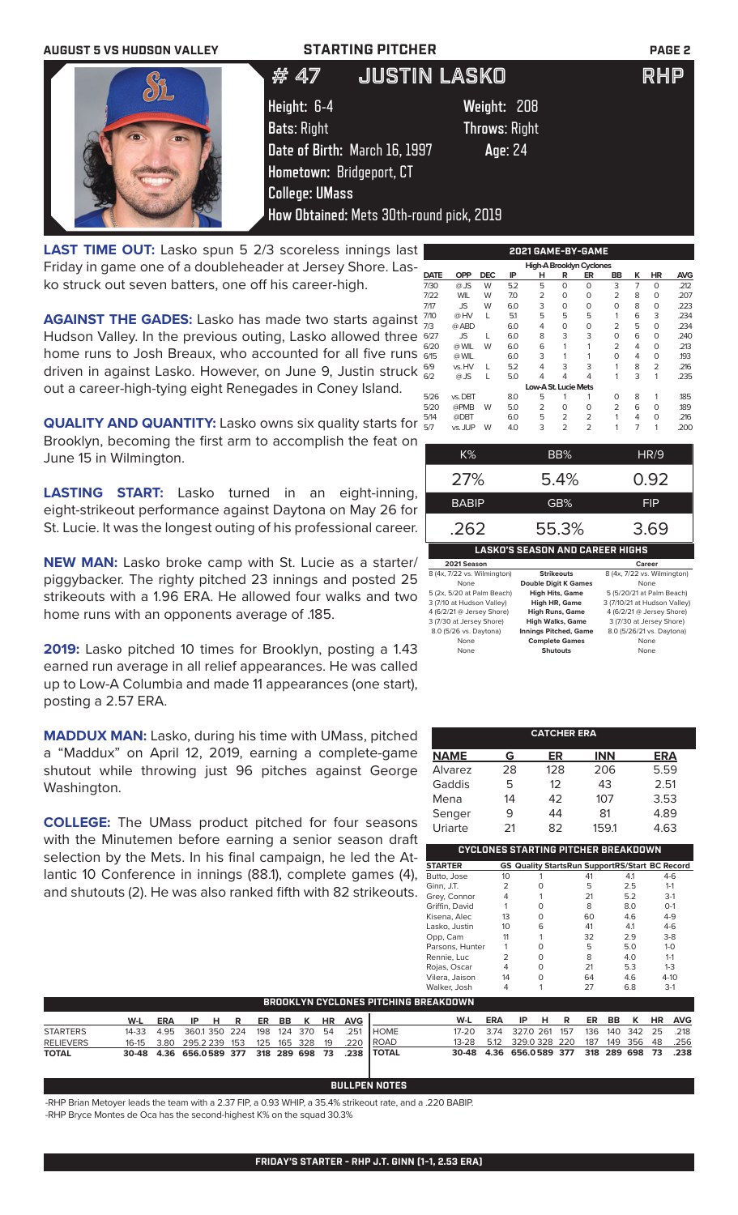AUGUST 5 VS HUDSON VALLEY — STARTING PITCHER

# # 47 JUSTIN LASKO — RHP

**Height:** 6-4 **Weight:** 208
**Bats:** Right **Throws:** Right
**Date of Birth:** March 16, 1997 **Age:** 24
**Hometown:** Bridgeport, CT
**College:** UMass
**How Obtained:** Mets 30th-round pick, 2019

**LAST TIME OUT:** Lasko spun 5 2/3 scoreless innings last Friday in game one of a doubleheader at Jersey Shore. Lasko struck out seven batters, one off his career-high.

**AGAINST THE GADES:** Lasko has made two starts against Hudson Valley. In the previous outing, Lasko allowed three home runs to Josh Breaux, who accounted for all five runs driven in against Lasko. However, on June 9, Justin struck out a career-high-tying eight Renegades in Coney Island.

**QUALITY AND QUANTITY:** Lasko owns six quality starts for Brooklyn, becoming the first arm to accomplish the feat on June 15 in Wilmington.

**LASTING START:** Lasko turned in an eight-inning, eight-strikeout performance against Daytona on May 26 for St. Lucie. It was the longest outing of his professional career.

**NEW MAN:** Lasko broke camp with St. Lucie as a starter/piggybacker. The righty pitched 23 innings and posted 25 strikeouts with a 1.96 ERA. He allowed four walks and two home runs with an opponents average of .185.

**2019:** Lasko pitched 10 times for Brooklyn, posting a 1.43 earned run average in all relief appearances. He was called up to Low-A Columbia and made 11 appearances (one start), posting a 2.57 ERA.

**MADDUX MAN:** Lasko, during his time with UMass, pitched a "Maddux" on April 12, 2019, earning a complete-game shutout while throwing just 96 pitches against George Washington.

**COLLEGE:** The UMass product pitched for four seasons with the Minutemen before earning a senior season draft selection by the Mets. In his final campaign, he led the Atlantic 10 Conference in innings (88.1), complete games (4), and shutouts (2). He was also ranked fifth with 82 strikeouts.

## 2021 GAME-BY-GAME

| DATE | OPP | DEC | IP | H | R | ER | BB | K | HR | AVG |
|---|---|---|---|---|---|---|---|---|---|---|
| **High-A Brooklyn Cyclones** | | | | | | | | | | |
| 7/30 | @ JS | W | 5.2 | 5 | 0 | 0 | 3 | 7 | 0 | .212 |
| 7/22 | WIL | W | 7.0 | 2 | 0 | 0 | 2 | 8 | 0 | .207 |
| 7/17 | JS | W | 6.0 | 3 | 0 | 0 | 0 | 8 | 0 | .223 |
| 7/10 | @ HV | L | 5.1 | 5 | 5 | 5 | 1 | 6 | 3 | .234 |
| 7/3 | @ ABD | | 6.0 | 4 | 0 | 0 | 2 | 5 | 0 | .234 |
| 6/27 | JS | L | 6.0 | 8 | 3 | 3 | 0 | 6 | 0 | .240 |
| 6/20 | @ WIL | W | 6.0 | 6 | 1 | 1 | 2 | 4 | 0 | .213 |
| 6/15 | @ WIL | | 6.0 | 3 | 1 | 1 | 0 | 4 | 0 | .193 |
| 6/9 | vs. HV | L | 5.2 | 4 | 3 | 3 | 1 | 8 | 2 | .216 |
| 6/2 | @ JS | L | 5.0 | 4 | 4 | 4 | 1 | 3 | 1 | .235 |
| **Low-A St. Lucie Mets** | | | | | | | | | | |
| 5/26 | vs. DBT | | 8.0 | 5 | 1 | 1 | 0 | 8 | 1 | .185 |
| 5/20 | @PMB | W | 5.0 | 2 | 0 | 0 | 2 | 6 | 0 | .189 |
| 5/14 | @DBT | | 6.0 | 5 | 2 | 2 | 1 | 4 | 0 | .216 |
| 5/7 | vs. JUP | W | 4.0 | 3 | 2 | 2 | 1 | 7 | 1 | .200 |

| K% | BB% | HR/9 |
|---|---|---|
| 27% | 5.4% | 0.92 |
| **BABIP** | **GB%** | **FIP** |
| .262 | 55.3% | 3.69 |

## LASKO'S SEASON AND CAREER HIGHS

| 2021 Season | | Career |
|---|---|---|
| 8 (4x, 7/22 vs. Wilmington) | Strikeouts | 8 (4x, 7/22 vs. Wilmington) |
| None | Double Digit K Games | None |
| 5 (2x, 5/20 at Palm Beach) | High Hits, Game | 5 (5/20/21 at Palm Beach) |
| 3 (7/10 at Hudson Valley) | High HR, Game | 3 (7/10/21 at Hudson Valley) |
| 4 (6/2/21 @ Jersey Shore) | High Runs, Game | 4 (6/2/21 @ Jersey Shore) |
| 3 (7/30 at Jersey Shore) | High Walks, Game | 3 (7/30 at Jersey Shore) |
| 8.0 (5/26 vs. Daytona) | Innings Pitched, Game | 8.0 (5/26/21 vs. Daytona) |
| None | Complete Games | None |
| None | Shutouts | None |

## CATCHER ERA

| NAME | G | ER | INN | ERA |
|---|---|---|---|---|
| Alvarez | 28 | 128 | 206 | 5.59 |
| Gaddis | 5 | 12 | 43 | 2.51 |
| Mena | 14 | 42 | 107 | 3.53 |
| Senger | 9 | 44 | 81 | 4.89 |
| Uriarte | 21 | 82 | 159.1 | 4.63 |

## CYCLONES STARTING PITCHER BREAKDOWN

| STARTER | GS | Quality Starts | Run Support | RS/Start | BC Record |
|---|---|---|---|---|---|
| Butto, Jose | 10 | 1 | 41 | 4.1 | 4-6 |
| Ginn, J.T. | 2 | 0 | 5 | 2.5 | 1-1 |
| Grey, Connor | 4 | 1 | 21 | 5.2 | 3-1 |
| Griffin, David | 1 | 0 | 8 | 8.0 | 0-1 |
| Kisena, Alec | 13 | 0 | 60 | 4.6 | 4-9 |
| Lasko, Justin | 10 | 6 | 41 | 4.1 | 4-6 |
| Opp, Cam | 11 | 1 | 32 | 2.9 | 3-8 |
| Parsons, Hunter | 1 | 0 | 5 | 5.0 | 1-0 |
| Rennie, Luc | 2 | 0 | 8 | 4.0 | 1-1 |
| Rojas, Oscar | 4 | 0 | 21 | 5.3 | 1-3 |
| Vilera, Jaison | 14 | 0 | 64 | 4.6 | 4-10 |
| Walker, Josh | 4 | 1 | 27 | 6.8 | 3-1 |

## BROOKLYN CYCLONES PITCHING BREAKDOWN

| | W-L | ERA | IP | H | R | ER | BB | K | HR | AVG |
|---|---|---|---|---|---|---|---|---|---|---|
| STARTERS | 14-33 | 4.95 | 360.1 | 350 | 224 | 198 | 124 | 370 | 54 | .251 |
| RELIEVERS | 16-15 | 3.80 | 295.2 | 239 | 153 | 125 | 165 | 328 | 19 | .220 |
| TOTAL | 30-48 | 4.36 | 656.0 | 589 | 377 | 318 | 289 | 698 | 73 | .238 |

| | W-L | ERA | IP | H | R | ER | BB | K | HR | AVG |
|---|---|---|---|---|---|---|---|---|---|---|
| HOME | 17-20 | 3.74 | 327.0 | 261 | 157 | 136 | 140 | 342 | 25 | .218 |
| ROAD | 13-28 | 5.12 | 329.0 | 328 | 220 | 187 | 149 | 356 | 48 | .256 |
| TOTAL | 30-48 | 4.36 | 656.0 | 589 | 377 | 318 | 289 | 698 | 73 | .238 |

## BULLPEN NOTES

-RHP Brian Metoyer leads the team with a 2.37 FIP, a 0.93 WHIP, a 35.4% strikeout rate, and a .220 BABIP.
-RHP Bryce Montes de Oca has the second-highest K% on the squad 30.3%

**FRIDAY'S STARTER - RHP J.T. GINN (1-1, 2.53 ERA)**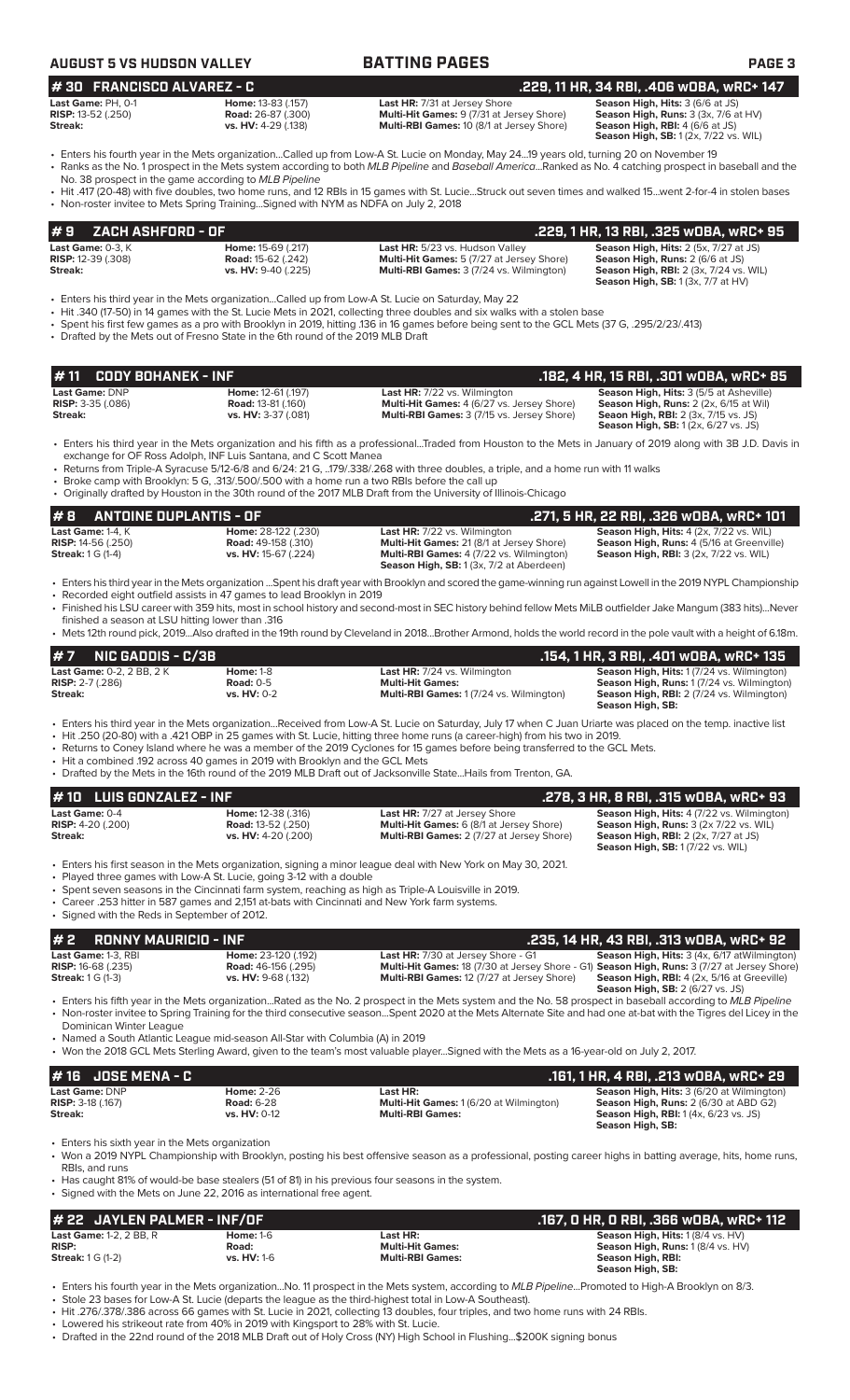**AUGUST 5 VS HUDSON VALLEY** **BATTING PAGES**

## # 30 FRANCISCO ALVAREZ - C .229, 11 HR, 34 RBI, .406 wOBA, wRC+ 147

| | | | |
|---|---|---|---|
| **Last Game:** PH, 0-1 | **Home:** 13-83 (.157) | **Last HR:** 7/31 at Jersey Shore | **Season High, Hits:** 3 (6/6 at JS) |
| **RISP:** 13-52 (.250) | **Road:** 26-87 (.300) | **Multi-Hit Games:** 9 (7/31 at Jersey Shore) | **Season High, Runs:** 3 (3x, 7/6 at HV) |
| **Streak:** | **vs. HV:** 4-29 (.138) | **Multi-RBI Games:** 10 (8/1 at Jersey Shore) | **Season High, RBI:** 4 (6/6 at JS) |
| | | | **Season High, SB:** 1 (2x, 7/22 vs. WIL) |

- Enters his fourth year in the Mets organization...Called up from Low-A St. Lucie on Monday, May 24...19 years old, turning 20 on November 19
- Ranks as the No. 1 prospect in the Mets system according to both *MLB Pipeline* and *Baseball America*...Ranked as No. 4 catching prospect in baseball and the No. 38 prospect in the game according to *MLB Pipeline*
- Hit .417 (20-48) with five doubles, two home runs, and 12 RBIs in 15 games with St. Lucie...Struck out seven times and walked 15...went 2-for-4 in stolen bases
- Non-roster invitee to Mets Spring Training...Signed with NYM as NDFA on July 2, 2018

## # 9 ZACH ASHFORD - OF .229, 1 HR, 13 RBI, .325 wOBA, wRC+ 95

| | | | |
|---|---|---|---|
| **Last Game:** 0-3, K | **Home:** 15-69 (.217) | **Last HR:** 5/23 vs. Hudson Valley | **Season High, Hits:** 2 (5x, 7/27 at JS) |
| **RISP:** 12-39 (.308) | **Road:** 15-62 (.242) | **Multi-Hit Games:** 5 (7/27 at Jersey Shore) | **Season High, Runs:** 2 (6/6 at JS) |
| **Streak:** | **vs. HV:** 9-40 (.225) | **Multi-RBI Games:** 3 (7/24 vs. Wilmington) | **Season High, RBI:** 2 (3x, 7/24 vs. WIL) |
| | | | **Season High, SB:** 1 (3x, 7/7 at HV) |

- Enters his third year in the Mets organization...Called up from Low-A St. Lucie on Saturday, May 22
- Hit .340 (17-50) in 14 games with the St. Lucie Mets in 2021, collecting three doubles and six walks with a stolen base
- Spent his first few games as a pro with Brooklyn in 2019, hitting .136 in 16 games before being sent to the GCL Mets (37 G, .295/2/23/.413)
- Drafted by the Mets out of Fresno State in the 6th round of the 2019 MLB Draft

## # 11 CODY BOHANEK - INF .182, 4 HR, 15 RBI, .301 wOBA, wRC+ 85

| | | | |
|---|---|---|---|
| **Last Game:** DNP | **Home:** 12-61 (.197) | **Last HR:** 7/22 vs. Wilmington | **Season High, Hits:** 3 (5/5 at Asheville) |
| **RISP:** 3-35 (.086) | **Road:** 13-81 (.160) | **Multi-Hit Games:** 4 (6/27 vs. Jersey Shore) | **Season High, Runs:** 2 (2x, 6/15 at Wil) |
| **Streak:** | **vs. HV:** 3-37 (.081) | **Multi-RBI Games:** 3 (7/15 vs. Jersey Shore) | **Seaon High, RBI:** 2 (3x, 7/15 vs. JS) |
| | | | **Season High, SB:** 1 (2x, 6/27 vs. JS) |

- Enters his third year in the Mets organization and his fifth as a professional...Traded from Houston to the Mets in January of 2019 along with 3B J.D. Davis in exchange for OF Ross Adolph, INF Luis Santana, and C Scott Manea
- Returns from Triple-A Syracuse 5/12-6/8 and 6/24: 21 G, ..179/.338/.268 with three doubles, a triple, and a home run with 11 walks
- Broke camp with Brooklyn: 5 G, .313/.500/.500 with a home run a two RBIs before the call up
- Originally drafted by Houston in the 30th round of the 2017 MLB Draft from the University of Illinois-Chicago

## # 8 ANTOINE DUPLANTIS - OF .271, 5 HR, 22 RBI, .326 wOBA, wRC+ 101

| | | | |
|---|---|---|---|
| **Last Game:** 1-4, K | **Home:** 28-122 (.230) | **Last HR:** 7/22 vs. Wilmington | **Season High, Hits:** 4 (2x, 7/22 vs. WIL) |
| **RISP:** 14-56 (.250) | **Road:** 49-158 (.310) | **Multi-Hit Games:** 21 (8/1 at Jersey Shore) | **Season High, Runs:** 4 (5/16 at Greenville) |
| **Streak:** 1 G (1-4) | **vs. HV:** 15-67 (.224) | **Multi-RBI Games:** 4 (7/22 vs. Wilmington) | **Season High, RBI:** 3 (2x, 7/22 vs. WIL) |
| | | **Season High, SB:** 1 (3x, 7/2 at Aberdeen) | |

- Enters his third year in the Mets organization ...Spent his draft year with Brooklyn and scored the game-winning run against Lowell in the 2019 NYPL Championship
- Recorded eight outfield assists in 47 games to lead Brooklyn in 2019
- Finished his LSU career with 359 hits, most in school history and second-most in SEC history behind fellow Mets MiLB outfielder Jake Mangum (383 hits)...Never finished a season at LSU hitting lower than .316
- Mets 12th round pick, 2019...Also drafted in the 19th round by Cleveland in 2018...Brother Armond, holds the world record in the pole vault with a height of 6.18m.

## # 7 NIC GADDIS - C/3B .154, 1 HR, 3 RBI, .401 wOBA, wRC+ 135

| | | | |
|---|---|---|---|
| **Last Game:** 0-2, 2 BB, 2 K | **Home:** 1-8 | **Last HR:** 7/24 vs. Wilmington | **Season High, Hits:** 1 (7/24 vs. Wilmington) |
| **RISP:** 2-7 (.286) | **Road:** 0-5 | **Multi-Hit Games:** | **Season High, Runs:** 1 (7/24 vs. Wilmington) |
| **Streak:** | **vs. HV:** 0-2 | **Multi-RBI Games:** 1 (7/24 vs. Wilmington) | **Season High, RBI:** 2 (7/24 vs. Wilmington) |
| | | | **Season High, SB:** |

- Enters his third year in the Mets organization...Received from Low-A St. Lucie on Saturday, July 17 when C Juan Uriarte was placed on the temp. inactive list
- Hit .250 (20-80) with a .421 OBP in 25 games with St. Lucie, hitting three home runs (a career-high) from his two in 2019.
- Returns to Coney Island where he was a member of the 2019 Cyclones for 15 games before being transferred to the GCL Mets.
- Hit a combined .192 across 40 games in 2019 with Brooklyn and the GCL Mets
- Drafted by the Mets in the 16th round of the 2019 MLB Draft out of Jacksonville State...Hails from Trenton, GA.

## # 10 LUIS GONZALEZ - INF .278, 3 HR, 8 RBI, .315 wOBA, wRC+ 93

| | | | |
|---|---|---|---|
| **Last Game:** 0-4 | **Home:** 12-38 (.316) | **Last HR:** 7/27 at Jersey Shore | **Season High, Hits:** 4 (7/22 vs. Wilmington) |
| **RISP:** 4-20 (.200) | **Road:** 13-52 (.250) | **Multi-Hit Games:** 6 (8/1 at Jersey Shore) | **Season High, Runs:** 3 (2x 7/22 vs. WIL) |
| **Streak:** | **vs. HV:** 4-20 (.200) | **Multi-RBI Games:** 2 (7/27 at Jersey Shore) | **Season High, RBI:** 2 (2x, 7/27 at JS) |
| | | | **Season High, SB:** 1 (7/22 vs. WIL) |

- Enters his first season in the Mets organization, signing a minor league deal with New York on May 30, 2021.
- Played three games with Low-A St. Lucie, going 3-12 with a double
- Spent seven seasons in the Cincinnati farm system, reaching as high as Triple-A Louisville in 2019.
- Career .253 hitter in 587 games and 2,151 at-bats with Cincinnati and New York farm systems.
- Signed with the Reds in September of 2012.

## # 2 RONNY MAURICIO - INF .235, 14 HR, 43 RBI, .313 wOBA, wRC+ 92

| | | | |
|---|---|---|---|
| **Last Game:** 1-3, RBI | **Home:** 23-120 (.192) | **Last HR:** 7/30 at Jersey Shore - G1 | **Season High, Hits:** 3 (4x, 6/17 atWilmington) |
| **RISP:** 16-68 (.235) | **Road:** 46-156 (.295) | **Multi-Hit Games:** 18 (7/30 at Jersey Shore - G1) | **Season High, Runs:** 3 (7/27 at Jersey Shore) |
| **Streak:** 1 G (1-3) | **vs. HV:** 9-68 (.132) | **Multi-RBI Games:** 12 (7/27 at Jersey Shore) | **Season High, RBI:** 4 (2x, 5/16 at Greeville) |
| | | | **Season High, SB:** 2 (6/27 vs. JS) |

- Enters his fifth year in the Mets organization...Rated as the No. 2 prospect in the Mets system and the No. 58 prospect in baseball according to *MLB Pipeline*
- Non-roster invitee to Spring Training for the third consecutive season...Spent 2020 at the Mets Alternate Site and had one at-bat with the Tigres del Licey in the Dominican Winter League
- Named a South Atlantic League mid-season All-Star with Columbia (A) in 2019
- Won the 2018 GCL Mets Sterling Award, given to the team's most valuable player...Signed with the Mets as a 16-year-old on July 2, 2017.

## # 16 JOSE MENA - C .161, 1 HR, 4 RBI, .213 wOBA, wRC+ 29

| | | | |
|---|---|---|---|
| **Last Game:** DNP | **Home:** 2-26 | **Last HR:** | **Season High, Hits:** 3 (6/20 at Wilmington) |
| **RISP:** 3-18 (.167) | **Road:** 6-28 | **Multi-Hit Games:** 1 (6/20 at Wilmington) | **Season High, Runs:** 2 (6/30 at ABD G2) |
| **Streak:** | **vs. HV:** 0-12 | **Multi-RBI Games:** | **Season High, RBI:** 1 (4x, 6/23 vs. JS) |
| | | | **Season High, SB:** |

- Enters his sixth year in the Mets organization
- Won a 2019 NYPL Championship with Brooklyn, posting his best offensive season as a professional, posting career highs in batting average, hits, home runs, RBIs, and runs
- Has caught 81% of would-be base stealers (51 of 81) in his previous four seasons in the system.
- Signed with the Mets on June 22, 2016 as international free agent.

## # 22 JAYLEN PALMER - INF/OF .167, 0 HR, 0 RBI, .366 wOBA, wRC+ 112

| | | | |
|---|---|---|---|
| **Last Game:** 1-2, 2 BB, R | **Home:** 1-6 | **Last HR:** | **Season High, Hits:** 1 (8/4 vs. HV) |
| **RISP:** | **Road:** | **Multi-Hit Games:** | **Season High, Runs:** 1 (8/4 vs. HV) |
| **Streak:** 1 G (1-2) | **vs. HV:** 1-6 | **Multi-RBI Games:** | **Season High, RBI:** |
| | | | **Season High, SB:** |

- Enters his fourth year in the Mets organization...No. 11 prospect in the Mets system, according to *MLB Pipeline*...Promoted to High-A Brooklyn on 8/3.
- Stole 23 bases for Low-A St. Lucie (departs the league as the third-highest total in Low-A Southeast).
- Hit .276/.378/.386 across 66 games with St. Lucie in 2021, collecting 13 doubles, four triples, and two home runs with 24 RBIs.
- Lowered his strikeout rate from 40% in 2019 with Kingsport to 28% with St. Lucie.
- Drafted in the 22nd round of the 2018 MLB Draft out of Holy Cross (NY) High School in Flushing...$200K signing bonus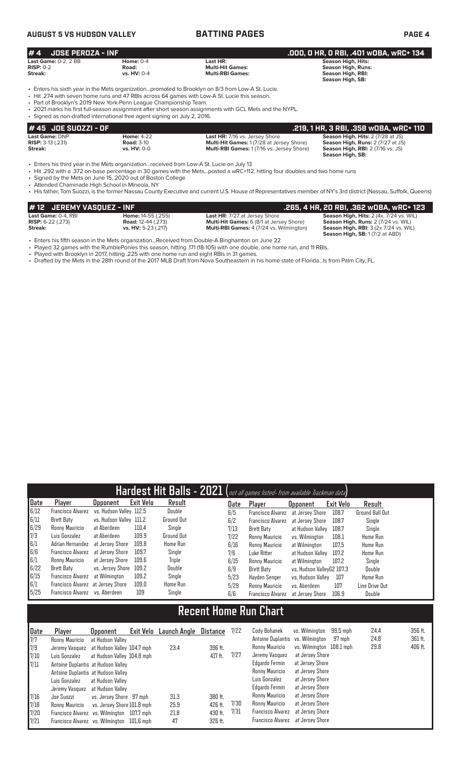## #4 JOSE PEROZA - INF

**.000, 0 HR, 0 RBI, .401 wOBA, wRC+ 134**

| | | | |
|---|---|---|---|
| **Last Game:** 0-2, 2 BB | **Home:** 0-4 | **Last HR:** | **Season High, Hits:** |
| **RISP:** 0-2 | **Road:** | **Multi-Hit Games:** | **Season High, Runs:** |
| **Streak:** | **vs. HV:** 0-4 | **Multi-RBI Games:** | **Season High, RBI:** |
| | | | **Season High, SB:** |

- Enters his sixth year in the Mets organization...promoted to Brooklyn on 8/3 from Low-A St. Lucie.
- Hit .274 with seven home runs and 47 RBIs across 64 games with Low-A St. Lucie this season.
- Part of Brooklyn's 2019 New York-Penn League Championship Team.
- 2021 marks his first full-season assignment after short season assignments with GCL Mets and the NYPL.
- Signed as non-drafted international free agent signing on July 2, 2016.

## #45 JOE SUOZZI - OF

**.219, 1 HR, 3 RBI, .358 wOBA, wRC+ 110**

| | | | |
|---|---|---|---|
| **Last Game:** DNP | **Home:** 4-22 | **Last HR:** 7/16 vs. Jersey Shore | **Season High, Hits:** 2 (7/28 at JS) |
| **RISP:** 3-13 (.231) | **Road:** 3-10 | **Multi-Hit Games:** 1 (7/28 at Jersey Shore) | **Season High, Runs:** 2 (7/27 at JS) |
| **Streak:** | **vs. HV:** 0-0 | **Multi-RBI Games:** 1 (7/16 vs. Jersey Shore) | **Season High, RBI:** 2 (7/16 vs. JS) |
| | | | **Season High, SB:** |

- Enters his third year in the Mets organization...received from Low-A St. Lucie on July 13
- Hit .292 with a .372 on-base percentage in 30 games with the Mets...posted a wRC+112, hitting four doubles and two home runs
- Signed by the Mets on June 15, 2020 out of Boston College
- Attended Chaminade High School in Mineola, NY
- His father, Tom Suozzi, is the former Nassau County Executive and current U.S. House of Representatives member of NY's 3rd district (Nassau, Suffolk, Queens)

## #12 JEREMY VASQUEZ - INF

**.265, 4 HR, 20 RBI, .362 wOBA, wRC+ 123**

| | | | |
|---|---|---|---|
| **Last Game:** 0-4, RBI | **Home:** 14-55 (.255) | **Last HR:** 7/27 at Jersey Shore | **Season High, Hits:** 2 (4x, 7/24 vs. WIL) |
| **RISP:** 6-22 (.273) | **Road:** 12-44 (.273) | **Multi-Hit Games:** 6 (8/1 at Jersey Shore) | **Season High, Runs:** 2 (7/24 vs. WIL) |
| **Streak:** | **vs. HV:** 5-23 (.217) | **Multi-RBI Games:** 4 (7/24 vs. Wilmington) | **Season High, RBI:** 3 (2x 7/24 vs. WIL) |
| | | | **Season High, SB:** 1 (7/2 at ABD) |

- Enters his fifth season in the Mets organization...Received from Double-A Binghamton on June 22
- Played 32 games with the RumblePonies this season, hitting .171 (18-105) with one double, one home run, and 11 RBIs.
- Played with Brooklyn in 2017, hitting .225 with one home run and eight RBIs in 31 games.
- Drafted by the Mets in the 28th round of the 2017 MLB Draft from Nova Southeastern in his home state of Florida...Is from Palm City, FL.

## Hardest Hit Balls - 2021 (not all games listed- from available Trackman data)

| Date | Player | Opponent | Exit Velo | Result |
|---|---|---|---|---|
| 6/12 | Francisco Alvarez | vs. Hudson Valley | 112.5 | Double |
| 6/11 | Brett Baty | vs. Hudson Valley | 111.2 | Ground Out |
| 6/29 | Ronny Mauricio | at Aberdeen | 110.4 | Single |
| 7/3 | Luis Gonzalez | at Aberdeen | 109.9 | Ground Out |
| 6/1 | Adrian Hernandez | at Jersey Shore | 109.8 | Home Run |
| 6/6 | Francisco Alvarez | at Jersey Shore | 109.7 | Single |
| 6/1 | Ronny Mauricio | at Jersey Shore | 109.6 | Triple |
| 6/22 | Brett Baty | vs. Jersey Shore | 109.2 | Double |
| 6/15 | Francisco Alvarez | at Wilmington | 109.2 | Single |
| 6/1 | Francisco Alvarez | at Jersey Shore | 109.0 | Home Run |
| 5/25 | Francisco Alvarez | vs. Aberdeen | 109 | Single |
| 6/5 | Francisco Alvarez | at Jersey Shore | 108.7 | Ground Ball Out |
| 6/2 | Francisco Alvarez | at Jersey Shore | 108.7 | Single |
| 7/13 | Brett Baty | at Hudson Valley | 108.7 | Single |
| 7/22 | Ronny Mauricio | vs. Wilmington | 108.1 | Home Run |
| 6/16 | Ronny Mauricio | at Wilmington | 107.5 | Home Run |
| 7/6 | Luke Ritter | at Hudson Valley | 107.2 | Home Run |
| 6/15 | Ronny Mauricio | at Wilmington | 107.2 | Single |
| 6/9 | Brett Baty | vs. Hudson ValleyG2 | 107.3 | Double |
| 5/23 | Hayden Senger | vs. Hudson Valley | 107 | Home Run |
| 5/29 | Ronny Mauricio | vs. Aberdeen | 107 | Line Drive Out |
| 6/6 | Francisco Alvarez | at Jersey Shore | 106.9 | Double |

## Recent Home Run Chart

| Date | Player | Opponent | Exit Velo | Launch Angle | Distance |
|---|---|---|---|---|---|
| 7/7 | Ronny Mauricio | at Hudson Valley | | | |
| 7/9 | Jeremy Vasquez | at Hudson Valley | 104.7 mph | 23.4 | 396 ft. |
| 7/10 | Luis Gonzalez | at Hudson Valley | 104.8 mph | | 417 ft. |
| 7/11 | Antoine Duplantis | at Hudson Valley | | | |
| | Antoine Duplantis | at Hudson Valley | | | |
| | Luis Gonzalez | at Hudson Valley | | | |
| | Jeremy Vasquez | at Hudson Valley | | | |
| 7/16 | Joe Suozzi | vs. Jersey Shore | 97 mph | 31.3 | 380 ft. |
| 7/18 | Ronny Mauricio | vs. Jersey Shore | 101.8 mph | 25.9 | 426 ft. |
| 7/20 | Francisco Alvarez | vs. Wilmington | 107.7 mph | 21.8 | 430 ft. |
| 7/21 | Francisco Alvarez | vs. Wilmington | 101.6 mph | 47 | 326 ft. |
| 7/22 | Cody Bohanek | vs. Wilmington | 99.5 mph | 24.4 | 356 ft. |
| | Antoine Duplantis | vs. Wilmington | 97 mph | 24.8 | 361 ft. |
| | Ronny Mauricio | vs. Wilmington | 108.1 mph | 29.8 | 406 ft. |
| 7/27 | Jeremy Vasquez | at Jersey Shore | | | |
| | Edgardo Fermin | at Jersey Shore | | | |
| | Ronny Mauricio | at Jersey Shore | | | |
| | Luis Gonzalez | at Jersey Shore | | | |
| | Edgardo Fermin | at Jersey Shore | | | |
| | Ronny Mauricio | at Jersey Shore | | | |
| 7/30 | Ronny Mauricio | at Jersey Shore | | | |
| 7/31 | Francisco Alvarez | at Jersey Shore | | | |
| | Francisco Alvarez | at Jersey Shore | | | |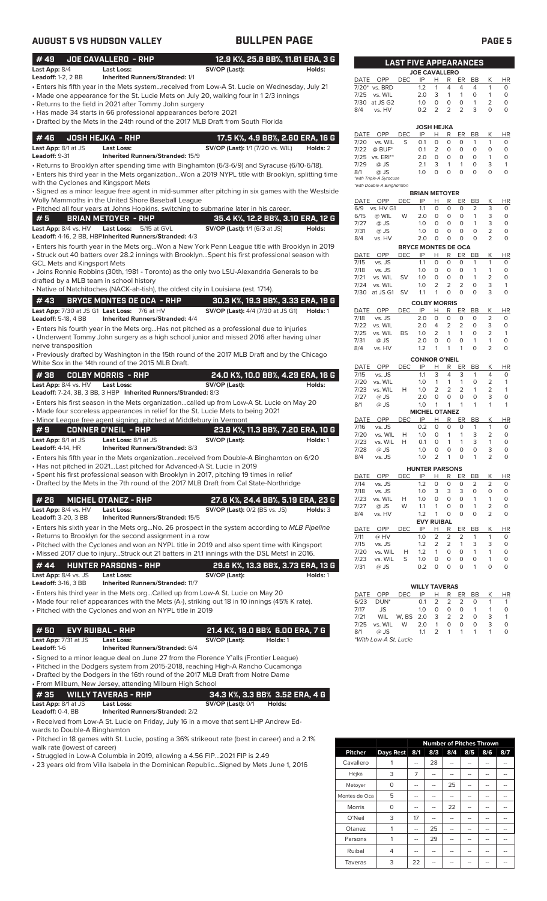## AUGUST 5 VS HUDSON VALLEY — BULLPEN PAGE

### #49 JOE CAVALLERO - RHP — 12.9 K%, 25.8 BB%, 11.81 ERA, 3 G

**Last App:** 8/4 **Last Loss:** **SV/OP (Last):** **Holds:**
**Leadoff:** 1-2, 2 BB **Inherited Runners/Stranded:** 1/1

- Enters his fifth year in the Mets system...received from Low-A St. Lucie on Wednesday, July 21
- Made one appearance for the St. Lucie Mets on July 20, walking four in 1 2/3 innings
- Returns to the field in 2021 after Tommy John surgery
- Has made 34 starts in 66 professional appearances before 2021
- Drafted by the Mets in the 24th round of the 2017 MLB Draft from South Florida

### #46 JOSH HEJKA - RHP — 17.5 K%, 4.9 BB%, 2.60 ERA, 16 G

**Last App:** 8/1 at JS **Last Loss:** **SV/OP (Last):** 1/1 (7/20 vs. WIL) **Holds:** 2
**Leadoff:** 9-31 **Inherited Runners/Stranded:** 15/9

- Returns to Brooklyn after spending time with Binghamton (6/3-6/9) and Syracuse (6/10-6/18).
- Enters his third year in the Mets organization...Won a 2019 NYPL title with Brooklyn, splitting time with the Cyclones and Kingsport Mets
- Signed as a minor league free agent in mid-summer after pitching in six games with the Westside Wolly Mammoths in the United Shore Baseball League
- Pitched all four years at Johns Hopkins, switching to submarine later in his career.

### #5 BRIAN METOYER - RHP — 35.4 K%, 12.2 BB%, 3.10 ERA, 12 G

**Last App:** 8/4 vs. HV **Last Loss:** 5/15 at GVL **SV/OP (Last):** 1/1 (6/3 at JS) **Holds:**
**Leadoff:** 4-16, 2 BB, HBP **Inherited Runners/Stranded:** 4/3

- Enters his fourth year in the Mets org...Won a New York Penn League title with Brooklyn in 2019
- Struck out 40 batters over 28.2 innings with Brooklyn...Spent his first professional season with GCL Mets and Kingsport Mets
- Joins Ronnie Robbins (30th, 1981 - Toronto) as the only two LSU-Alexandria Generals to be drafted by a MLB team in school history
- Native of Natchitoches (NACK-ah-tish), the oldest city in Louisiana (est. 1714).

### #43 BRYCE MONTES DE OCA - RHP — 30.3 K%, 19.3 BB%, 3.33 ERA, 19 G

**Last App:** 7/30 at JS G1 **Last Loss:** 7/6 at HV **SV/OP (Last):** 4/4 (7/30 at JS G1) **Holds:** 1
**Leadoff:** 5-18, 4 BB **Inherited Runners/Stranded:** 4/4

- Enters his fourth year in the Mets org...Has not pitched as a professional due to injuries
- Underwent Tommy John surgery as a high school junior and missed 2016 after having ulnar nerve transposition
- Previously drafted by Washington in the 15th round of the 2017 MLB Draft and by the Chicago White Sox in the 14th round of the 2015 MLB Draft.

### #38 COLBY MORRIS - RHP — 24.0 K%, 10.0 BB%, 4.29 ERA, 16 G

**Last App:** 8/4 vs. HV **Last Loss:** **SV/OP (Last):** **Holds:**
**Leadoff:** 7-24, 3B, 3 BB, 3 HBP **Inherited Runners/Stranded:** 8/3

- Enters his first season in the Mets organization...called up from Low-A St. Lucie on May 20
- Made four scoreless appearances in relief for the St. Lucie Mets prior to being 2021
- Minor League free agent signing...pitched at Middlebury in Vermont

### #9 CONNER O'NEIL - RHP — 23.9 K%, 11.3 BB%, 7.20 ERA, 10 G

**Last App:** 8/1 at JS **Last Loss:** 8/1 at JS **SV/OP (Last):** **Holds:** 1
**Leadoff:** 4-14, HR **Inherited Runners/Stranded:** 8/3

- Enters his fifth year in the Mets organization...received from Double-A Binghamton on 6/20
- Has not pitched in 2021...Last pitched for Advanced-A St. Lucie in 2019
- Spent his first professional season with Brooklyn in 2017, pitching 19 times in relief
- Drafted by the Mets in the 7th round of the 2017 MLB Draft from Cal State-Northridge

### #26 MICHEL OTANEZ - RHP — 27.6 K%, 24.4 BB%, 5.19 ERA, 23 G

**Last App:** 8/4 vs. HV **Last Loss:** **SV/OP (Last):** 0/2 (BS vs. JS) **Holds:** 3
**Leadoff:** 3-20, 3 BB **Inherited Runners/Stranded:** 15/5

- Enters his sixth year in the Mets org...No. 26 prospect in the system according to *MLB Pipeline*
- Returns to Brooklyn for the second assignment in a row
- Pitched with the Cyclones and won an NYPL title in 2019 and also spent time with Kingsport
- Missed 2017 due to injury...Struck out 21 batters in 21.1 innings with the DSL Mets1 in 2016.

### #44 HUNTER PARSONS - RHP — 29.6 K%, 13.3 BB%, 3.73 ERA, 13 G

**Last App:** 8/4 vs. JS **Last Loss:** **SV/OP (Last):** **Holds:** 1
**Leadoff:** 3-16, 3 BB **Inherited Runners/Stranded:** 11/7

- Enters his third year in the Mets org...Called up from Low-A St. Lucie on May 20
- Made four relief appearances with the Mets (A-), striking out 18 in 10 innings (45% K rate).
- Pitched with the Cyclones and won an NYPL title in 2019

### #50 EVY RUIBAL - RHP — 21.4 K%, 19.0 BB% 6.00 ERA, 7 G

**Last App:** 7/31 at JS **Last Loss:** **SV/OP (Last):** **Holds:** 1
**Leadoff:** 1-6 **Inherited Runners/Stranded:** 6/4

- Signed to a minor league deal on June 27 from the Florence Y'alls (Frontier League)
- Pitched in the Dodgers system from 2015-2018, reaching High-A Rancho Cucamonga
- Drafted by the Dodgers in the 16th round of the 2017 MLB Draft from Notre Dame
- From Milburn, New Jersey, attending Milburn High School

### #35 WILLY TAVERAS - RHP — 34.3 K%, 3.3 BB% 3.52 ERA, 4 G

**Last App:** 8/1 at JS **Last Loss:** **SV/OP (Last):** 0/1 **Holds:**
**Leadoff:** 0-4, BB **Inherited Runners/Stranded:** 2/2

- Received from Low-A St. Lucie on Friday, July 16 in a move that sent LHP Andrew Edwards to Double-A Binghamton
- Pitched in 18 games with St. Lucie, posting a 36% strikeout rate (best in career) and a 2.1% walk rate (lowest of career)
- Struggled in Low-A Columbia in 2019, allowing a 4.56 FIP...2021 FIP is 2.49
- 23 years old from Villa Isabela in the Dominican Republic...Signed by Mets June 1, 2016

## LAST FIVE APPEARANCES

**JOE CAVALLERO**

| DATE | OPP | DEC | IP | H | R | ER | BB | K | HR |
|---|---|---|---|---|---|---|---|---|---|
| 7/20* | vs. BRD | | 1.2 | 1 | 4 | 4 | 4 | 1 | 0 |
| 7/25 | vs. WIL | | 2.0 | 3 | 1 | 1 | 0 | 1 | 0 |
| 7/30 | at JS G2 | | 1.0 | 0 | 0 | 0 | 1 | 2 | 0 |
| 8/4 | vs. HV | | 0.2 | 2 | 2 | 2 | 3 | 0 | 0 |

**JOSH HEJKA**

| DATE | OPP | DEC | IP | H | R | ER | BB | K | HR |
|---|---|---|---|---|---|---|---|---|---|
| 7/20 | vs. WIL | S | 0.1 | 0 | 0 | 0 | 1 | 1 | 0 |
| 7/22 | @ BUF* | | 0.1 | 2 | 0 | 0 | 0 | 0 | 0 |
| 7/25 | vs. ERI** | | 2.0 | 0 | 0 | 0 | 0 | 1 | 0 |
| 7/29 | @ JS | | 2.1 | 3 | 1 | 1 | 0 | 3 | 1 |
| 8/1 | @ JS | | 1.0 | 0 | 0 | 0 | 0 | 0 | 0 |

*with Triple-A Syracuse
*with Double-A Binghamton

**BRIAN METOYER**

| DATE | OPP | DEC | IP | H | R | ER | BB | K | HR |
|---|---|---|---|---|---|---|---|---|---|
| 6/9 | vs. HV G1 | | 1.1 | 0 | 0 | 0 | 2 | 3 | 0 |
| 6/15 | @ WIL | W | 2.0 | 0 | 0 | 0 | 1 | 3 | 0 |
| 7/27 | @ JS | | 1.0 | 0 | 0 | 0 | 1 | 3 | 0 |
| 7/31 | @ JS | | 1.0 | 0 | 0 | 0 | 0 | 2 | 0 |
| 8/4 | vs. HV | | 2.0 | 0 | 0 | 0 | 0 | 2 | 0 |

**BRYCE MONTES DE OCA**

| DATE | OPP | DEC | IP | H | R | ER | BB | K | HR |
|---|---|---|---|---|---|---|---|---|---|
| 7/15 | vs. JS | | 1.1 | 0 | 0 | 0 | 1 | 1 | 0 |
| 7/18 | vs. JS | | 1.0 | 0 | 0 | 0 | 1 | 1 | 0 |
| 7/21 | vs. WIL | SV | 1.0 | 0 | 0 | 0 | 1 | 2 | 0 |
| 7/24 | vs. WIL | | 1.0 | 2 | 2 | 2 | 0 | 3 | 1 |
| 7/30 | at JS G1 | SV | 1.1 | 1 | 0 | 0 | 0 | 3 | 0 |

**COLBY MORRIS**

| DATE | OPP | DEC | IP | H | R | ER | BB | K | HR |
|---|---|---|---|---|---|---|---|---|---|
| 7/18 | vs. JS | | 2.0 | 0 | 0 | 0 | 0 | 2 | 0 |
| 7/22 | vs. WIL | | 2.0 | 4 | 2 | 2 | 0 | 3 | 0 |
| 7/25 | vs. WIL | BS | 1.0 | 2 | 1 | 1 | 0 | 2 | 1 |
| 7/31 | @ JS | | 2.0 | 0 | 0 | 0 | 1 | 1 | 0 |
| 8/4 | vs. HV | | 1.2 | 1 | 1 | 1 | 0 | 2 | 0 |

**CONNOR O'NEIL**

| DATE | OPP | DEC | IP | H | R | ER | BB | K | HR |
|---|---|---|---|---|---|---|---|---|---|
| 7/15 | vs. JS | | 1.1 | 3 | 4 | 3 | 1 | 4 | 0 |
| 7/20 | vs. WIL | | 1.0 | 1 | 1 | 1 | 0 | 2 | 1 |
| 7/23 | vs. WIL | H | 1.0 | 2 | 2 | 2 | 1 | 2 | 1 |
| 7/27 | @ JS | | 2.0 | 0 | 0 | 0 | 0 | 3 | 0 |
| 8/1 | @ JS | | 1.0 | 1 | 1 | 1 | 1 | 1 | 1 |

**MICHEL OTANEZ**

| DATE | OPP | DEC | IP | H | R | ER | BB | K | HR |
|---|---|---|---|---|---|---|---|---|---|
| 7/16 | vs. JS | | 0.2 | 0 | 0 | 0 | 1 | 1 | 0 |
| 7/20 | vs. WIL | H | 1.0 | 0 | 1 | 1 | 3 | 2 | 0 |
| 7/23 | vs. WIL | H | 0.1 | 0 | 1 | 1 | 3 | 1 | 0 |
| 7/28 | @ JS | | 1.0 | 0 | 0 | 0 | 0 | 3 | 0 |
| 8/4 | vs. JS | | 1.0 | 2 | 1 | 0 | 1 | 2 | 0 |

**HUNTER PARSONS**

| DATE | OPP | DEC | IP | H | R | ER | BB | K | HR |
|---|---|---|---|---|---|---|---|---|---|
| 7/14 | vs. JS | | 1.2 | 0 | 0 | 0 | 2 | 2 | 0 |
| 7/18 | vs. JS | | 1.0 | 3 | 3 | 3 | 0 | 0 | 0 |
| 7/23 | vs. WIL | H | 1.0 | 0 | 0 | 0 | 1 | 1 | 0 |
| 7/27 | @ JS | W | 1.1 | 1 | 0 | 0 | 1 | 2 | 0 |
| 8/4 | vs. HV | | 1.2 | 1 | 0 | 0 | 0 | 2 | 0 |

**EVY RUIBAL**

| DATE | OPP | DEC | IP | H | R | ER | BB | K | HR |
|---|---|---|---|---|---|---|---|---|---|
| 7/11 | @ HV | | 1.0 | 2 | 2 | 2 | 1 | 1 | 0 |
| 7/15 | vs. JS | | 1.2 | 2 | 2 | 1 | 3 | 3 | 0 |
| 7/20 | vs. WIL | H | 1.2 | 1 | 0 | 0 | 1 | 1 | 0 |
| 7/23 | vs. WIL | S | 1.0 | 0 | 0 | 0 | 0 | 1 | 0 |
| 7/31 | @ JS | | 0.2 | 0 | 0 | 0 | 1 | 0 | 0 |

**WILLY TAVERAS**

| DATE | OPP | DEC | IP | H | R | ER | BB | K | HR |
|---|---|---|---|---|---|---|---|---|---|
| 6/23 | DUN* | | 0.1 | 2 | 2 | 2 | 0 | 1 | 1 |
| 7/17 | JS | | 1.0 | 0 | 0 | 0 | 1 | 1 | 0 |
| 7/21 | WIL | W, BS | 2.0 | 3 | 2 | 2 | 0 | 3 | 1 |
| 7/25 | vs. WIL | W | 2.0 | 1 | 0 | 0 | 0 | 3 | 0 |
| 8/1 | @ JS | | 1.1 | 2 | 1 | 1 | 1 | 1 | 0 |

*With Low-A St. Lucie

## Number of Pitches Thrown

| Pitcher | Days Rest | 8/1 | 8/3 | 8/4 | 8/5 | 8/6 | 8/7 |
|---|---|---|---|---|---|---|---|
| Cavallero | 1 | -- | 28 | -- | -- | -- | -- |
| Hejka | 3 | 7 | -- | -- | -- | -- | -- |
| Metoyer | 0 | -- | -- | 25 | -- | -- | -- |
| Montes de Oca | 5 | -- | -- | -- | -- | -- | -- |
| Morris | 0 | -- | -- | 22 | -- | -- | -- |
| O'Neil | 3 | 17 | -- | -- | -- | -- | -- |
| Otanez | 1 | -- | 25 | -- | -- | -- | -- |
| Parsons | 1 | -- | 29 | -- | -- | -- | -- |
| Ruibal | 4 | -- | -- | -- | -- | -- | -- |
| Taveras | 3 | 22 | -- | -- | -- | -- | -- |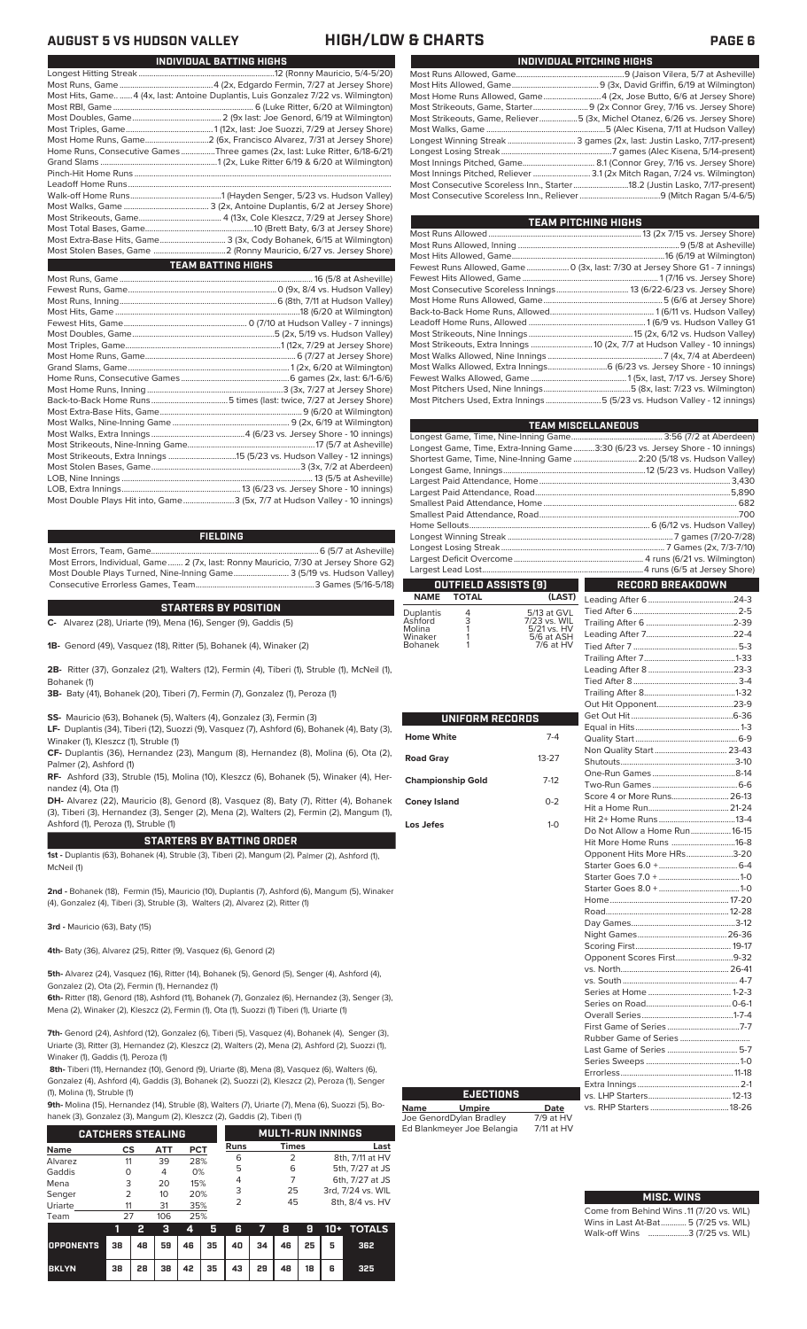# AUGUST 5 VS HUDSON VALLEY — HIGH/LOW & CHARTS

## INDIVIDUAL BATTING HIGHS

| | |
|---|---|
| Longest Hitting Streak | 12 (Ronny Mauricio, 5/4-5/20) |
| Most Runs, Game | 4 (2x, Edgardo Fermin, 7/27 at Jersey Shore) |
| Most Hits, Game | 4 (4x, last: Antoine Duplantis, Luis Gonzalez 7/22 vs. Wilmington) |
| Most RBI, Game | 6 (Luke Ritter, 6/20 at Wilmington) |
| Most Doubles, Game | 2 (9x last: Joe Genord, 6/19 at Wilmington) |
| Most Triples, Game | 1 (12x, last: Joe Suozzi, 7/29 at Jersey Shore) |
| Most Home Runs, Game | 2 (6x, Francisco Alvarez, 7/31 at Jersey Shore) |
| Home Runs, Consecutive Games | Three games (2x, last: Luke Ritter, 6/18-6/21) |
| Grand Slams | 1 (2x, Luke Ritter 6/19 & 6/20 at Wilmington) |
| Pinch-Hit Home Runs | |
| Leadoff Home Runs | |
| Walk-off Home Runs | 1 (Hayden Senger, 5/23 vs. Hudson Valley) |
| Most Walks, Game | 3 (2x, Antoine Duplantis, 6/2 at Jersey Shore) |
| Most Strikeouts, Game | 4 (13x, Cole Kleszcz, 7/29 at Jersey Shore) |
| Most Total Bases, Game | 10 (Brett Baty, 6/3 at Jersey Shore) |
| Most Extra-Base Hits, Game | 3 (3x, Cody Bohanek, 6/15 at Wilmington) |
| Most Stolen Bases, Game | 2 (Ronny Mauricio, 6/27 vs. Jersey Shore) |

## TEAM BATTING HIGHS

| | |
|---|---|
| Most Runs, Game | 16 (5/8 at Asheville) |
| Fewest Runs, Game | 0 (9x, 8/4 vs. Hudson Valley) |
| Most Runs, Inning | 6 (8th, 7/11 at Hudson Valley) |
| Most Hits, Game | 18 (6/20 at Wilmington) |
| Fewest Hits, Game | 0 (7/10 at Hudson Valley - 7 innings) |
| Most Doubles, Game | 5 (2x, 5/19 vs. Hudson Valley) |
| Most Triples, Game | 1 (12x, 7/29 at Jersey Shore) |
| Most Home Runs, Game | 6 (7/27 at Jersey Shore) |
| Grand Slams, Game | 1 (2x, 6/20 at Wilmington) |
| Home Runs, Consecutive Games | 6 games (2x, last: 6/1-6/6) |
| Most Home Runs, Inning | 3 (3x, 7/27 at Jersey Shore) |
| Back-to-Back Home Runs | 5 times (last: twice, 7/27 at Jersey Shore) |
| Most Extra-Base Hits, Game | 9 (6/20 at Wilmington) |
| Most Walks, Nine-Inning Game | 9 (2x, 6/19 at Wilmington) |
| Most Walks, Extra Innings | 4 (6/23 vs. Jersey Shore - 10 innings) |
| Most Strikeouts, Nine-Inning Game | 17 (5/7 at Asheville) |
| Most Strikeouts, Extra Innings | 15 (5/23 vs. Hudson Valley - 12 innings) |
| Most Stolen Bases, Game | 3 (3x, 7/2 at Aberdeen) |
| LOB, Nine Innings | 13 (5/5 at Asheville) |
| LOB, Extra Innings | 13 (6/23 vs. Jersey Shore - 10 innings) |
| Most Double Plays Hit into, Game | 3 (5x, 7/7 at Hudson Valley - 10 innings) |

## FIELDING

| | |
|---|---|
| Most Errors, Team, Game | 6 (5/7 at Asheville) |
| Most Errors, Individual, Game | 2 (7x, last: Ronny Mauricio, 7/30 at Jersey Shore G2) |
| Most Double Plays Turned, Nine-Inning Game | 3 (5/19 vs. Hudson Valley) |
| Consecutive Errorless Games, Team | 3 Games (5/16-5/18) |

## STARTERS BY POSITION

**C-** Alvarez (28), Uriarte (19), Mena (16), Senger (9), Gaddis (5)

**1B-** Genord (49), Vasquez (18), Ritter (5), Bohanek (4), Winaker (2)

**2B-** Ritter (37), Gonzalez (21), Walters (12), Fermin (4), Tiberi (1), Struble (1), McNeil (1), Bohanek (1)

**3B-** Baty (41), Bohanek (20), Tiberi (7), Fermin (7), Gonzalez (1), Peroza (1)

**SS-** Mauricio (63), Bohanek (5), Walters (4), Gonzalez (3), Fermin (3)

**LF-** Duplantis (34), Tiberi (12), Suozzi (9), Vasquez (7), Ashford (6), Bohanek (4), Baty (3), Winaker (1), Kleszcz (1), Struble (1)

**CF-** Duplantis (36), Hernandez (23), Mangum (8), Hernandez (8), Molina (6), Ota (2), Palmer (2), Ashford (1)

**RF-** Ashford (33), Struble (15), Molina (10), Kleszcz (6), Bohanek (5), Winaker (4), Hernandez (4), Ota (1)

**DH-** Alvarez (22), Mauricio (8), Genord (8), Vasquez (8), Baty (7), Ritter (4), Bohanek (3), Tiberi (3), Hernandez (3), Senger (2), Mena (2), Walters (2), Fermin (2), Mangum (1), Ashford (1), Peroza (1), Struble (1)

## STARTERS BY BATTING ORDER

**1st -** Duplantis (63), Bohanek (4), Struble (3), Tiberi (2), Mangum (2), Palmer (2), Ashford (1), McNeil (1)

**2nd -** Bohanek (18), Fermin (15), Mauricio (10), Duplantis (7), Ashford (6), Mangum (5), Winaker (4), Gonzalez (4), Tiberi (3), Struble (3), Walters (2), Alvarez (2), Ritter (1)

**3rd -** Mauricio (63), Baty (15)

**4th-** Baty (36), Alvarez (25), Ritter (9), Vasquez (6), Genord (2)

**5th-** Alvarez (24), Vasquez (16), Ritter (14), Bohanek (5), Genord (5), Senger (4), Ashford (4), Gonzalez (2), Ota (2), Fermin (1), Hernandez (1)

**6th-** Ritter (18), Genord (18), Ashford (11), Bohanek (7), Gonzalez (6), Hernandez (3), Senger (3), Mena (2), Winaker (2), Kleszcz (2), Fermin (1), Ota (1), Suozzi (1) Tiberi (1), Uriarte (1)

**7th-** Genord (24), Ashford (12), Gonzalez (6), Tiberi (5), Vasquez (4), Bohanek (4), Senger (3), Uriarte (3), Ritter (3), Hernandez (2), Kleszcz (2), Walters (2), Mena (2), Ashford (2), Suozzi (1), Winaker (1), Gaddis (1), Peroza (1)

**8th-** Tiberi (11), Hernandez (10), Genord (9), Uriarte (8), Mena (8), Vasquez (6), Walters (6), Gonzalez (4), Ashford (4), Gaddis (3), Bohanek (2), Suozzi (2), Kleszcz (2), Peroza (1), Senger (1), Molina (1), Struble (1)

**9th-** Molina (15), Hernandez (14), Struble (8), Walters (7), Uriarte (7), Mena (6), Suozzi (5), Bohanek (3), Gonzalez (3), Mangum (2), Kleszcz (2), Gaddis (2), Tiberi (2)

## CATCHERS STEALING

| Name | CS | ATT | PCT |
|---|---|---|---|
| Alvarez | 11 | 39 | 28% |
| Gaddis | 0 | 4 | 0% |
| Mena | 3 | 20 | 15% |
| Senger | 2 | 10 | 20% |
| Uriarte | 11 | 31 | 35% |
| Team | 27 | 106 | 25% |

## MULTI-RUN INNINGS

| Runs | Times | Last |
|---|---|---|
| 6 | 2 | 8th, 7/11 at HV |
| 5 | 6 | 5th, 7/27 at JS |
| 4 | 7 | 6th, 7/27 at JS |
| 3 | 25 | 3rd, 7/24 vs. WIL |
| 2 | 45 | 8th, 8/4 vs. HV |

| | 1 | 2 | 3 | 4 | 5 | 6 | 7 | 8 | 9 | 10+ | TOTALS |
|---|---|---|---|---|---|---|---|---|---|---|---|
| OPPONENTS | 38 | 48 | 59 | 46 | 35 | 40 | 34 | 46 | 25 | 5 | 362 |
| BKLYN | 38 | 28 | 38 | 42 | 35 | 43 | 29 | 48 | 18 | 6 | 325 |

## INDIVIDUAL PITCHING HIGHS

| | |
|---|---|
| Most Runs Allowed, Game | 9 (Jaison Vilera, 5/7 at Asheville) |
| Most Hits Allowed, Game | 9 (3x, David Griffin, 6/19 at Wilmington) |
| Most Home Runs Allowed, Game | 4 (2x, Jose Butto, 6/6 at Jersey Shore) |
| Most Strikeouts, Game, Starter | 9 (2x Connor Grey, 7/16 vs. Jersey Shore) |
| Most Strikeouts, Game, Reliever | 5 (3x, Michel Otanez, 6/26 vs. Jersey Shore) |
| Most Walks, Game | 5 (Alec Kisena, 7/11 at Hudson Valley) |
| Longest Winning Streak | 3 games (2x, last: Justin Lasko, 7/17-present) |
| Longest Losing Streak | 7 games (Alec Kisena, 5/14-present) |
| Most Innings Pitched, Game | 8.1 (Connor Grey, 7/16 vs. Jersey Shore) |
| Most Innings Pitched, Reliever | 3.1 (2x Mitch Ragan, 7/24 vs. Wilmington) |
| Most Consecutive Scoreless Inn., Starter | 18.2 (Justin Lasko, 7/17-present) |
| Most Consecutive Scoreless Inn., Reliever | 9 (Mitch Ragan 5/4-6/5) |

## TEAM PITCHING HIGHS

| | |
|---|---|
| Most Runs Allowed | 13 (2x 7/15 vs. Jersey Shore) |
| Most Runs Allowed, Inning | 9 (5/8 at Asheville) |
| Most Hits Allowed, Game | 16 (6/19 at Wilmington) |
| Fewest Runs Allowed, Game | 0 (3x, last: 7/30 at Jersey Shore G1 - 7 innings) |
| Fewest Hits Allowed, Game | 1 (7/16 vs. Jersey Shore) |
| Most Consecutive Scoreless Innings | 13 (6/22-6/23 vs. Jersey Shore) |
| Most Home Runs Allowed, Game | 5 (6/6 at Jersey Shore) |
| Back-to-Back Home Runs, Allowed | 1 (6/11 vs. Hudson Valley) |
| Leadoff Home Runs, Allowed | 1 (6/9 vs. Hudson Valley G1 |
| Most Strikeouts, Nine Innings | 15 (2x, 6/12 vs. Hudson Valley) |
| Most Strikeouts, Extra Innings | 10 (2x, 7/7 at Hudson Valley - 10 innings) |
| Most Walks Allowed, Nine Innings | 7 (4x, 7/4 at Aberdeen) |
| Most Walks Allowed, Extra Innings | 6 (6/23 vs. Jersey Shore - 10 innings) |
| Fewest Walks Allowed, Game | 1 (5x, last, 7/17 vs. Jersey Shore) |
| Most Pitchers Used, Nine Innings | 5 (8x, last: 7/23 vs. Wilmington) |
| Most Pitchers Used, Extra Innings | 5 (5/23 vs. Hudson Valley - 12 innings) |

## TEAM MISCELLANEOUS

| | |
|---|---|
| Longest Game, Time, Nine-Inning Game | 3:56 (7/2 at Aberdeen) |
| Longest Game, Time, Extra-Inning Game | 3:30 (6/23 vs. Jersey Shore - 10 innings) |
| Shortest Game, Time, Nine-Inning Game | 2:20 (5/18 vs. Hudson Valley) |
| Longest Game, Innings | 12 (5/23 vs. Hudson Valley) |
| Largest Paid Attendance, Home | 3,430 |
| Largest Paid Attendance, Road | 5,890 |
| Smallest Paid Attendance, Home | 682 |
| Smallest Paid Attendance, Road | 700 |
| Home Sellouts | 6 (6/12 vs. Hudson Valley) |
| Longest Winning Streak | 7 games (7/20-7/28) |
| Longest Losing Streak | 7 Games (2x, 7/3-7/10) |
| Largest Deficit Overcome | 4 runs (6/21 vs. Wilmington) |
| Largest Lead Lost | 4 runs (6/5 at Jersey Shore) |

## OUTFIELD ASSISTS (9)

| NAME | TOTAL | (LAST) |
|---|---|---|
| Duplantis | 4 | 5/13 at GVL |
| Ashford | 3 | 7/23 vs. WIL |
| Molina | 1 | 5/21 vs. HV |
| Winaker | 1 | 5/6 at ASH |
| Bohanek | 1 | 7/6 at HV |

## UNIFORM RECORDS

| | |
|---|---|
| Home White | 7-4 |
| Road Gray | 13-27 |
| Championship Gold | 7-12 |
| Coney Island | 0-2 |
| Los Jefes | 1-0 |

## EJECTIONS

| Name | Umpire | Date |
|---|---|---|
| Joe Genord | Dylan Bradley | 7/9 at HV |
| Ed Blankmeyer | Joe Belangia | 7/11 at HV |

## RECORD BREAKDOWN

| | |
|---|---|
| Leading After 6 | 24-3 |
| Tied After 6 | 2-5 |
| Trailing After 6 | 2-39 |
| Leading After 7 | 22-4 |
| Tied After 7 | 5-3 |
| Trailing After 7 | 1-33 |
| Leading After 8 | 23-3 |
| Tied After 8 | 3-4 |
| Trailing After 8 | 1-32 |
| Out Hit Opponent | 23-9 |
| Get Out Hit | 6-36 |
| Equal in Hits | 1-3 |
| Quality Start | 6-9 |
| Non Quality Start | 23-43 |
| Shutouts | 3-10 |
| One-Run Games | 8-14 |
| Two-Run Games | 6-6 |
| Score 4 or More Runs | 26-13 |
| Hit a Home Run | 21-24 |
| Hit 2+ Home Runs | 13-4 |
| Do Not Allow a Home Run | 16-15 |
| Hit More Home Runs | 16-8 |
| Opponent Hits More HRs | 3-20 |
| Starter Goes 6.0 + | 6-4 |
| Starter Goes 7.0 + | 1-0 |
| Starter Goes 8.0 + | 1-0 |
| Home | 17-20 |
| Road | 12-28 |
| Day Games | 3-12 |
| Night Games | 26-36 |
| Scoring First | 19-17 |
| Opponent Scores First | 9-32 |
| vs. North | 26-41 |
| vs. South | 4-7 |
| Series at Home | 1-2-3 |
| Series on Road | 0-6-1 |
| Overall Series | 1-7-4 |
| First Game of Series | 7-7 |
| Rubber Game of Series | |
| Last Game of Series | 5-7 |
| Series Sweeps | 1-0 |
| Errorless | 11-18 |
| Extra Innings | 2-1 |
| vs. LHP Starters | 12-13 |
| vs. RHP Starters | 18-26 |

## MISC. WINS

| | |
|---|---|
| Come from Behind Wins | 11 (7/20 vs. WIL) |
| Wins in Last At-Bat | 5 (7/25 vs. WIL) |
| Walk-off Wins | 3 (7/25 vs. WIL) |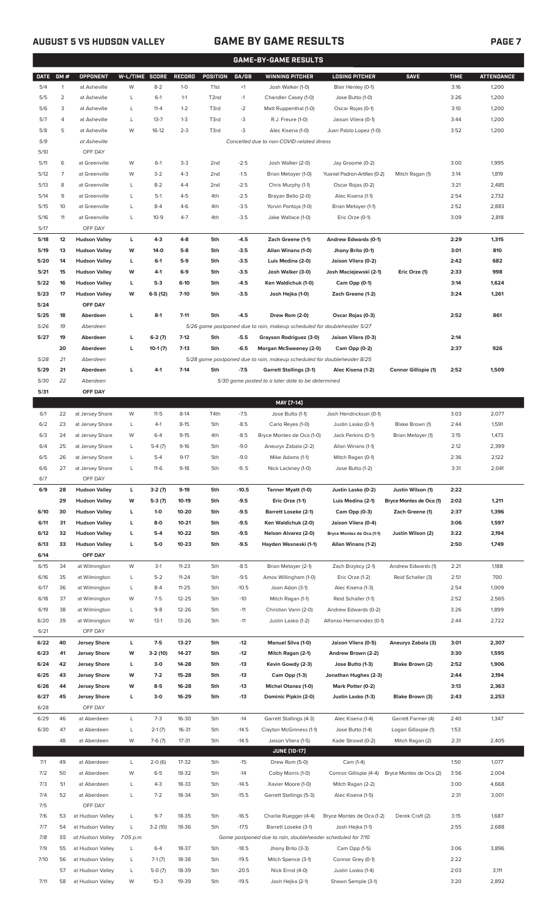## GAME BY GAME RESULTS

AUGUST 5 VS HUDSON VALLEY

### GAME-BY-GAME RESULTS

| DATE | GM # | OPPONENT | W-L/TIME | SCORE | RECORD | POSITION | GA/GB | WINNING PITCHER | LOSING PITCHER | SAVE | TIME | ATTENDANCE |
|---|---|---|---|---|---|---|---|---|---|---|---|---|
| 5/4 | 1 | at Asheville | W | 8-2 | 1-0 | T1st | +1 | Josh Walker (1-0) | Blair Henley (0-1) | | 3:16 | 1,200 |
| 5/5 | 2 | at Asheville | L | 6-1 | 1-1 | T2nd | -1 | Chandler Casey (1-0) | Jose Butto (1-0) | | 3:26 | 1,200 |
| 5/6 | 3 | at Asheville | L | 11-4 | 1-2 | T3rd | -2 | Matt Ruppenthal (1-0) | Oscar Rojas (0-1) | | 3:10 | 1,200 |
| 5/7 | 4 | at Asheville | L | 13-7 | 1-3 | T3rd | -3 | R.J. Freure (1-0) | Jaison Vilera (0-1) | | 3:44 | 1,200 |
| 5/8 | 5 | at Asheville | W | 16-12 | 2-3 | T3rd | -3 | Alec Kisena (1-0) | Juan Pablo Lopez (1-0) | | 3:52 | 1,200 |
| 5/9 | | at Asheville | | | | | | Cancelled due to non-COVID-related illness | | | | |
| 5/10 | | OFF DAY | | | | | | | | | | |
| 5/11 | 6 | at Greenville | W | 6-1 | 3-3 | 2nd | -2.5 | Josh Walker (2-0) | Jay Groome (0-2) | | 3:00 | 1,995 |
| 5/12 | 7 | at Greenville | W | 3-2 | 4-3 | 2nd | -1.5 | Brian Metoyer (1-0) | Yusniel Padron-Artilles (0-2) | Mitch Ragan (1) | 3:14 | 1,819 |
| 5/13 | 8 | at Greenville | L | 8-2 | 4-4 | 2nd | -2.5 | Chris Murphy (1-1) | Oscar Rojas (0-2) | | 3:21 | 2,485 |
| 5/14 | 9 | at Greenville | L | 5-1 | 4-5 | 4th | -2.5 | Brayan Bello (2-0) | Alec Kisena (1-1) | | 2:54 | 2,732 |
| 5/15 | 10 | at Greenville | L | 8-4 | 4-6 | 4th | -3.5 | Yorvin Pantoja (1-0) | Brian Metoyer (1-1) | | 2:52 | 2,883 |
| 5/16 | 11 | at Greenville | L | 10-9 | 4-7 | 4th | -3.5 | Jake Wallace (1-0) | Eric Orze (0-1) | | 3:09 | 2,818 |
| 5/17 | | OFF DAY | | | | | | | | | | |
| **5/18** | **12** | **Hudson Valley** | **L** | **4-3** | **4-8** | **5th** | **-4.5** | **Zach Greene (1-1)** | **Andrew Edwards (0-1)** | | **2:29** | **1,315** |
| **5/19** | **13** | **Hudson Valley** | **W** | **14-0** | **5-8** | **5th** | **-3.5** | **Allan Winans (1-0)** | **Jhony Brito (0-1)** | | **3:01** | **810** |
| **5/20** | **14** | **Hudson Valley** | **L** | **6-1** | **5-9** | **5th** | **-3.5** | **Luis Medina (2-0)** | **Jaison Vilera (0-2)** | | **2:42** | **682** |
| **5/21** | **15** | **Hudson Valley** | **W** | **4-1** | **6-9** | **5th** | **-3.5** | **Josh Walker (3-0)** | **Josh Maciejewski (2-1)** | **Eric Orze (1)** | **2:33** | **998** |
| **5/22** | **16** | **Hudson Valley** | **L** | **5-3** | **6-10** | **5th** | **-4.5** | **Ken Waldichuk (1-0)** | **Cam Opp (0-1)** | | **3:14** | **1,624** |
| **5/23** | **17** | **Hudson Valley** | **W** | **6-5 (12)** | **7-10** | **5th** | **-3.5** | **Josh Hejka (1-0)** | **Zach Greene (1-2)** | | **3:24** | **1,261** |
| **5/24** | | **OFF DAY** | | | | | | | | | | |
| **5/25** | **18** | **Aberdeen** | **L** | **8-1** | **7-11** | **5th** | **-4.5** | **Drew Rom (2-0)** | **Oscar Rojas (0-3)** | | **2:52** | **861** |
| 5/26 | 19 | Aberdeen | | | | | | 5/26 game postponed due to rain, makeup scheduled for doubleheader 5/27 | | | | |
| **5/27** | **19** | **Aberdeen** | **L** | **6-2 (7)** | **7-12** | **5th** | **-5.5** | **Grayson Rodriguez (3-0)** | **Jaison Vilera (0-3)** | | **2:14** | |
| | **20** | **Aberdeen** | **L** | **10-1 (7)** | **7-13** | **5th** | **-6.5** | **Morgan McSweeney (2-0)** | **Cam Opp (0-2)** | | **2:37** | **926** |
| 5/28 | 21 | Aberdeen | | | | | | 5/28 game postponed due to rain, makeup scheduled for doubleheader 8/25 | | | | |
| **5/29** | **21** | **Aberdeen** | **L** | **4-1** | **7-14** | **5th** | **-7.5** | **Garrett Stallings (3-1)** | **Alec Kisena (1-2)** | **Connor Gillispie (1)** | **2:52** | **1,509** |
| 5/30 | 22 | Aberdeen | | | | | | 5/30 game posted to a later date to be determined | | | | |
| **5/31** | | **OFF DAY** | | | | | | | | | | |
| | | | | | | | | **MAY [7-14]** | | | | |
| 6/1 | 22 | at Jersey Shore | W | 11-5 | 8-14 | T4th | -7.5 | Jose Butto (1-1) | Josh Hendrickson (0-1) | | 3:03 | 2,077 |
| 6/2 | 23 | at Jersey Shore | L | 4-1 | 8-15 | 5th | -8.5 | Carlo Reyes (1-0) | Justin Lasko (0-1) | Blake Brown (1) | 2:44 | 1,591 |
| 6/3 | 24 | at Jersey Shore | W | 6-4 | 9-15 | 4th | -8.5 | Bryce Montes de Oca (1-0) | Jack Perkins (0-1) | Brian Metoyer (1) | 3:15 | 1,473 |
| 6/4 | 25 | at Jersey Shore | L | 5-4 (7) | 9-16 | 5th | -9.0 | Aneurys Zabala (2-2) | Allan Winans (1-1) | | 2:12 | 2,399 |
| 6/5 | 26 | at Jersey Shore | L | 5-4 | 9-17 | 5th | -9.0 | Mike Adams (1-1) | Mitch Ragan (0-1) | | 2:36 | 2,122 |
| 6/6 | 27 | at Jersey Shore | L | 11-6 | 9-18 | 5th | -9..5 | Nick Lackney (1-0) | Jose Butto (1-2) | | 3:31 | 2,041 |
| 6/7 | | OFF DAY | | | | | | | | | | |
| **6/9** | **28** | **Hudson Valley** | **L** | **3-2 (7)** | **9-19** | **5th** | **-10.5** | **Tanner Myatt (1-0)** | **Justin Lasko (0-2)** | **Justin Wilson (1)** | **2:22** | |
| | **29** | **Hudson Valley** | **W** | **5-3 (7)** | **10-19** | **5th** | **-9.5** | **Eric Orze (1-1)** | **Luis Medina (2-1)** | **Bryce Montes de Oca (1)** | **2:02** | **1,211** |
| **6/10** | **30** | **Hudson Valley** | **L** | **1-0** | **10-20** | **5th** | **-9.5** | **Barrett Loseke (2-1)** | **Cam Opp (0-3)** | **Zach Greene (1)** | **2:37** | **1,396** |
| **6/11** | **31** | **Hudson Valley** | **L** | **8-0** | **10-21** | **5th** | **-9.5** | **Ken Waldichuk (2-0)** | **Jaison Vilera (0-4)** | | **3:06** | **1,597** |
| **6/12** | **32** | **Hudson Valley** | **L** | **5-4** | **10-22** | **5th** | **-9.5** | **Nelson Alvarez (2-0)** | **Bryce Montes de Oca (1-1)** | **Justin Wilson (2)** | **3:22** | **2,194** |
| **6/13** | **33** | **Hudson Valley** | **L** | **5-0** | **10-23** | **5th** | **-9.5** | **Hayden Wesneski (1-1)** | **Allan Winans (1-2)** | | **2:50** | **1,749** |
| **6/14** | | **OFF DAY** | | | | | | | | | | |
| 6/15 | 34 | at Wilmington | W | 3-1 | 11-23 | 5th | -8.5 | Brian Metoyer (2-1) | Zach Brzykcy (2-1) | Andrew Edwards (1) | 2:21 | 1,188 |
| 6/16 | 35 | at Wilmington | L | 5-2 | 11-24 | 5th | -9.5 | Amos Willingham (1-0) | Eric Orze (1-2) | Reid Schaller (3) | 2:51 | 700 |
| 6/17 | 36 | at Wilmington | L | 8-4 | 11-25 | 5th | -10.5 | Joan Adon (3-1) | Alec Kisena (1-3) | | 2:54 | 1,009 |
| 6/18 | 37 | at Wilmington | W | 7-5 | 12-25 | 5th | -10 | Mitch Ragan (1-1) | Reid Schaller (1-1) | | 2:52 | 2,565 |
| 6/19 | 38 | at Wilmington | L | 9-8 | 12-26 | 5th | -11 | Christian Vann (2-0) | Andrew Edwards (0-2) | | 3:26 | 1,899 |
| 6/20 | 39 | at Wilmington | W | 13-1 | 13-26 | 5th | -11 | Justin Lasko (1-2) | Alfonso Hernanndez (0-1) | | 2:44 | 2,722 |
| 6/21 | | OFF DAY | | | | | | | | | | |
| **6/22** | **40** | **Jersey Shore** | **L** | **7-5** | **13-27** | **5th** | **-12** | **Manuel Silva (1-0)** | **Jaison Vilera (0-5)** | **Aneurys Zabala (3)** | **3:01** | **2,307** |
| **6/23** | **41** | **Jersey Shore** | **W** | **3-2 (10)** | **14-27** | **5th** | **-12** | **Mitch Ragan (2-1)** | **Andrew Brown (2-2)** | | **3:30** | **1,595** |
| **6/24** | **42** | **Jersey Shore** | **L** | **3-0** | **14-28** | **5th** | **-13** | **Kevin Gowdy (2-3)** | **Jose Butto (1-3)** | **Blake Brown (2)** | **2:52** | **1,906** |
| **6/25** | **43** | **Jersey Shore** | **W** | **7-2** | **15-28** | **5th** | **-13** | **Cam Opp (1-3)** | **Jonathan Hughes (2-3)** | | **2:44** | **2,194** |
| **6/26** | **44** | **Jersey Shore** | **W** | **8-5** | **16-28** | **5th** | **-13** | **Michel Otanez (1-0)** | **Mark Potter (0-2)** | | **3:13** | **2,363** |
| **6/27** | **45** | **Jersey Shore** | **L** | **3-0** | **16-29** | **5th** | **-13** | **Dominic Pipkin (2-0)** | **Justin Lasko (1-3)** | **Blake Brown (3)** | **2:43** | **2,253** |
| 6/28 | | OFF DAY | | | | | | | | | | |
| 6/29 | 46 | at Aberdeen | L | 7-3 | 16-30 | 5th | -14 | Garrett Stallings (4-3) | Alec Kisena (1-4) | Garrett Farmer (4) | 2:40 | 1,347 |
| 6/30 | 47 | at Aberdeen | L | 2-1 (7) | 16-31 | 5th | -14.5 | Clayton McGinness (1-1) | Jose Butto (1-4) | Logan Gillaspie (1) | 1:53 | |
| | 48 | at Aberdeen | W | 7-6 (7) | 17-31 | 5th | -14.5 | Jaison Vilera (1-5) | Kade Strowd (0-2) | Mitch Ragan (2) | 2:31 | 2,405 |
| | | | | | | | | **JUNE [10-17]** | | | | |
| 7/1 | 49 | at Aberdeen | L | 2-0 (6) | 17-32 | 5th | -15 | Drew Rom (5-0) | Cam (1-4) | | 1:50 | 1,077 |
| 7/2 | 50 | at Aberdeen | W | 6-5 | 18-32 | 5th | -14 | Colby Morris (1-0) | Connor Gillispie (4-4) | Bryce Montes de Oca (2) | 3:56 | 2,004 |
| 7/3 | 51 | at Aberdeen | L | 4-3 | 18-33 | 5th | -14.5 | Xavier Moore (1-0) | Mitch Ragan (2-2) | | 3:00 | 4,668 |
| 7/4 | 52 | at Aberdeen | L | 7-2 | 18-34 | 5th | -15.5 | Garrett Stallings (5-3) | Alec Kisena (1-5) | | 2:31 | 3,001 |
| 7/5 | | OFF DAY | | | | | | | | | | |
| 7/6 | 53 | at Hudson Valley | L | 9-7 | 18-35 | 5th | -16.5 | Charlie Ruegger (4-4) | Bryce Montes de Oca (1-2) | Derek Craft (2) | 3:15 | 1,687 |
| 7/7 | 54 | at Hudson Valley | L | 3-2 (10) | 18-36 | 5th | -17.5 | Barrett Loseke (3-1) | Josh Hejka (1-1) | | 2:55 | 2,688 |
| 7/8 | 55 | at Hudson Valley | 7:05 p.m. | | | | | Game postponed due to rain, doubleheader scheduled for 7/10 | | | | |
| 7/9 | 55 | at Hudson Valley | L | 6-4 | 18-37 | 5th | -18.5 | Jhony Brito (3-3) | Cam Opp (1-5) | | 3:06 | 3,896 |
| 7/10 | 56 | at Hudson Valley | L | 7-1 (7) | 18-38 | 5th | -19.5 | Mitch Spence (3-1) | Connor Grey (0-1) | | 2:22 | |
| | 57 | at Hudson Valley | L | 5-0 (7) | 18-39 | 5th | -20.5 | Nick Ernst (4-0) | Justin Lasko (1-4) | | 2:03 | 3,111 |
| 7/11 | 58 | at Hudson Valley | W | 10-3 | 19-39 | 5th | -19.5 | Josh Hejka (2-1) | Shawn Semple (3-1) | | 3:20 | 2,892 |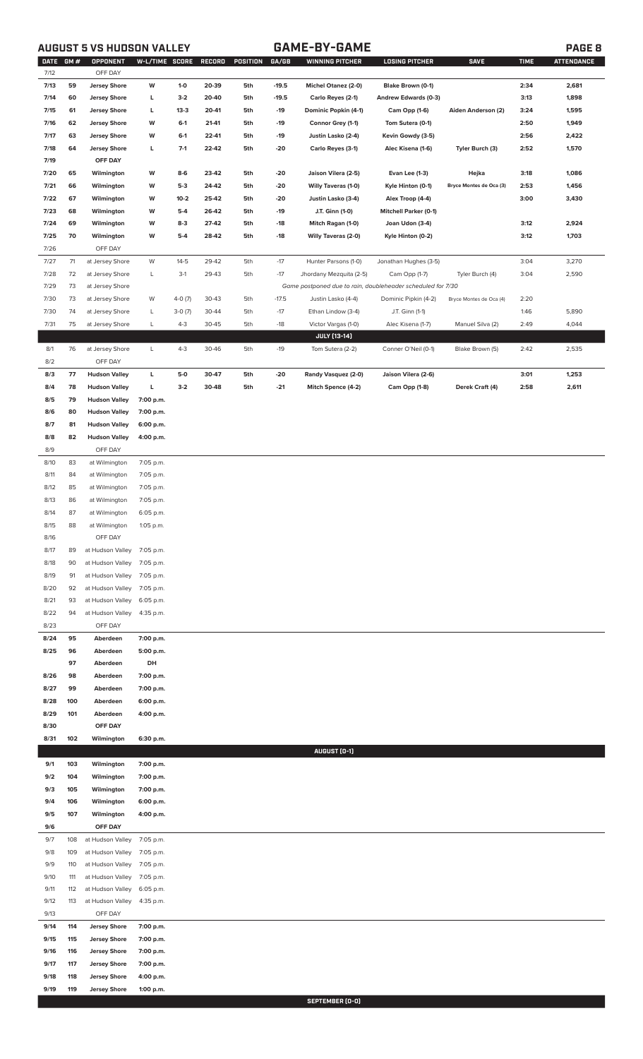## AUGUST 5 VS HUDSON VALLEY — GAME-BY-GAME

| DATE | GM # | OPPONENT | W-L/TIME | SCORE | RECORD | POSITION | GA/GB | WINNING PITCHER | LOSING PITCHER | SAVE | TIME | ATTENDANCE |
|---|---|---|---|---|---|---|---|---|---|---|---|---|
| 7/12 | | OFF DAY | | | | | | | | | | |
| 7/13 | 59 | Jersey Shore | W | 1-0 | 20-39 | 5th | -19.5 | Michel Otanez (2-0) | Blake Brown (0-1) | | 2:34 | 2,681 |
| 7/14 | 60 | Jersey Shore | L | 3-2 | 20-40 | 5th | -19.5 | Carlo Reyes (2-1) | Andrew Edwards (0-3) | | 3:13 | 1,898 |
| 7/15 | 61 | Jersey Shore | L | 13-3 | 20-41 | 5th | -19 | Dominic Popkin (4-1) | Cam Opp (1-6) | Aiden Anderson (2) | 3:24 | 1,595 |
| 7/16 | 62 | Jersey Shore | W | 6-1 | 21-41 | 5th | -19 | Connor Grey (1-1) | Tom Sutera (0-1) | | 2:50 | 1,949 |
| 7/17 | 63 | Jersey Shore | W | 6-1 | 22-41 | 5th | -19 | Justin Lasko (2-4) | Kevin Gowdy (3-5) | | 2:56 | 2,422 |
| 7/18 | 64 | Jersey Shore | L | 7-1 | 22-42 | 5th | -20 | Carlo Reyes (3-1) | Alec Kisena (1-6) | Tyler Burch (3) | 2:52 | 1,570 |
| 7/19 | | OFF DAY | | | | | | | | | | |
| 7/20 | 65 | Wilmington | W | 8-6 | 23-42 | 5th | -20 | Jaison Vilera (2-5) | Evan Lee (1-3) | Hejka | 3:18 | 1,086 |
| 7/21 | 66 | Wilmington | W | 5-3 | 24-42 | 5th | -20 | Willy Taveras (1-0) | Kyle Hinton (0-1) | Bryce Montes de Oca (3) | 2:53 | 1,456 |
| 7/22 | 67 | Wilmington | W | 10-2 | 25-42 | 5th | -20 | Justin Lasko (3-4) | Alex Troop (4-4) | | 3:00 | 3,430 |
| 7/23 | 68 | Wilmington | W | 5-4 | 26-42 | 5th | -19 | J.T. Ginn (1-0) | Mitchell Parker (0-1) | | | |
| 7/24 | 69 | Wilmington | W | 8-3 | 27-42 | 5th | -18 | Mitch Ragan (1-0) | Joan Udon (3-4) | | 3:12 | 2,924 |
| 7/25 | 70 | Wilmington | W | 5-4 | 28-42 | 5th | -18 | Willy Taveras (2-0) | Kyle Hinton (0-2) | | 3:12 | 1,703 |
| 7/26 | | OFF DAY | | | | | | | | | | |
| 7/27 | 71 | at Jersey Shore | W | 14-5 | 29-42 | 5th | -17 | Hunter Parsons (1-0) | Jonathan Hughes (3-5) | | 3:04 | 3,270 |
| 7/28 | 72 | at Jersey Shore | L | 3-1 | 29-43 | 5th | -17 | Jhordany Mezquita (2-5) | Cam Opp (1-7) | Tyler Burch (4) | 3:04 | 2,590 |
| 7/29 | 73 | at Jersey Shore | | | | | | Game postponed due to rain, doubleheader scheduled for 7/30 | | | | |
| 7/30 | 73 | at Jersey Shore | W | 4-0 (7) | 30-43 | 5th | -17.5 | Justin Lasko (4-4) | Dominic Pipkin (4-2) | Bryce Montes de Oca (4) | 2:20 | |
| 7/30 | 74 | at Jersey Shore | L | 3-0 (7) | 30-44 | 5th | -17 | Ethan Lindow (3-4) | J.T. Ginn (1-1) | | 1:46 | 5,890 |
| 7/31 | 75 | at Jersey Shore | L | 4-3 | 30-45 | 5th | -18 | Victor Vargas (1-0) | Alec Kisena (1-7) | Manuel Silva (2) | 2:49 | 4,044 |
| | | | | | | | | **JULY (13-14)** | | | | |
| 8/1 | 76 | at Jersey Shore | L | 4-3 | 30-46 | 5th | -19 | Tom Sutera (2-2) | Conner O'Neil (0-1) | Blake Brown (5) | 2:42 | 2,535 |
| 8/2 | | OFF DAY | | | | | | | | | | |
| 8/3 | 77 | Hudson Valley | L | 5-0 | 30-47 | 5th | -20 | Randy Vasquez (2-0) | Jaison Vilera (2-6) | | 3:01 | 1,253 |
| 8/4 | 78 | Hudson Valley | L | 3-2 | 30-48 | 5th | -21 | Mitch Spence (4-2) | Cam Opp (1-8) | Derek Craft (4) | 2:58 | 2,611 |
| 8/5 | 79 | Hudson Valley | 7:00 p.m. | | | | | | | | | |
| 8/6 | 80 | Hudson Valley | 7:00 p.m. | | | | | | | | | |
| 8/7 | 81 | Hudson Valley | 6:00 p.m. | | | | | | | | | |
| 8/8 | 82 | Hudson Valley | 4:00 p.m. | | | | | | | | | |
| 8/9 | | OFF DAY | | | | | | | | | | |
| 8/10 | 83 | at Wilmington | 7:05 p.m. | | | | | | | | | |
| 8/11 | 84 | at Wilmington | 7:05 p.m. | | | | | | | | | |
| 8/12 | 85 | at Wilmington | 7:05 p.m. | | | | | | | | | |
| 8/13 | 86 | at Wilmington | 7:05 p.m. | | | | | | | | | |
| 8/14 | 87 | at Wilmington | 6:05 p.m. | | | | | | | | | |
| 8/15 | 88 | at Wilmington | 1:05 p.m. | | | | | | | | | |
| 8/16 | | OFF DAY | | | | | | | | | | |
| 8/17 | 89 | at Hudson Valley | 7:05 p.m. | | | | | | | | | |
| 8/18 | 90 | at Hudson Valley | 7:05 p.m. | | | | | | | | | |
| 8/19 | 91 | at Hudson Valley | 7:05 p.m. | | | | | | | | | |
| 8/20 | 92 | at Hudson Valley | 7:05 p.m. | | | | | | | | | |
| 8/21 | 93 | at Hudson Valley | 6:05 p.m. | | | | | | | | | |
| 8/22 | 94 | at Hudson Valley | 4:35 p.m. | | | | | | | | | |
| 8/23 | | OFF DAY | | | | | | | | | | |
| 8/24 | 95 | Aberdeen | 7:00 p.m. | | | | | | | | | |
| 8/25 | 96 | Aberdeen | 5:00 p.m. | | | | | | | | | |
| | 97 | Aberdeen | DH | | | | | | | | | |
| 8/26 | 98 | Aberdeen | 7:00 p.m. | | | | | | | | | |
| 8/27 | 99 | Aberdeen | 7:00 p.m. | | | | | | | | | |
| 8/28 | 100 | Aberdeen | 6:00 p.m. | | | | | | | | | |
| 8/29 | 101 | Aberdeen | 4:00 p.m. | | | | | | | | | |
| 8/30 | | OFF DAY | | | | | | | | | | |
| 8/31 | 102 | Wilmington | 6:30 p.m. | | | | | | | | | |
| | | | | | | | | **AUGUST (0-1)** | | | | |
| 9/1 | 103 | Wilmington | 7:00 p.m. | | | | | | | | | |
| 9/2 | 104 | Wilmington | 7:00 p.m. | | | | | | | | | |
| 9/3 | 105 | Wilmington | 7:00 p.m. | | | | | | | | | |
| 9/4 | 106 | Wilmington | 6:00 p.m. | | | | | | | | | |
| 9/5 | 107 | Wilmington | 4:00 p.m. | | | | | | | | | |
| 9/6 | | OFF DAY | | | | | | | | | | |
| 9/7 | 108 | at Hudson Valley | 7:05 p.m. | | | | | | | | | |
| 9/8 | 109 | at Hudson Valley | 7:05 p.m. | | | | | | | | | |
| 9/9 | 110 | at Hudson Valley | 7:05 p.m. | | | | | | | | | |
| 9/10 | 111 | at Hudson Valley | 7:05 p.m. | | | | | | | | | |
| 9/11 | 112 | at Hudson Valley | 6:05 p.m. | | | | | | | | | |
| 9/12 | 113 | at Hudson Valley | 4:35 p.m. | | | | | | | | | |
| 9/13 | | OFF DAY | | | | | | | | | | |
| 9/14 | 114 | Jersey Shore | 7:00 p.m. | | | | | | | | | |
| 9/15 | 115 | Jersey Shore | 7:00 p.m. | | | | | | | | | |
| 9/16 | 116 | Jersey Shore | 7:00 p.m. | | | | | | | | | |
| 9/17 | 117 | Jersey Shore | 7:00 p.m. | | | | | | | | | |
| 9/18 | 118 | Jersey Shore | 4:00 p.m. | | | | | | | | | |
| 9/19 | 119 | Jersey Shore | 1:00 p.m. | | | | | | | | | |
| | | | | | | | | **SEPTEMBER (0-0)** | | | | |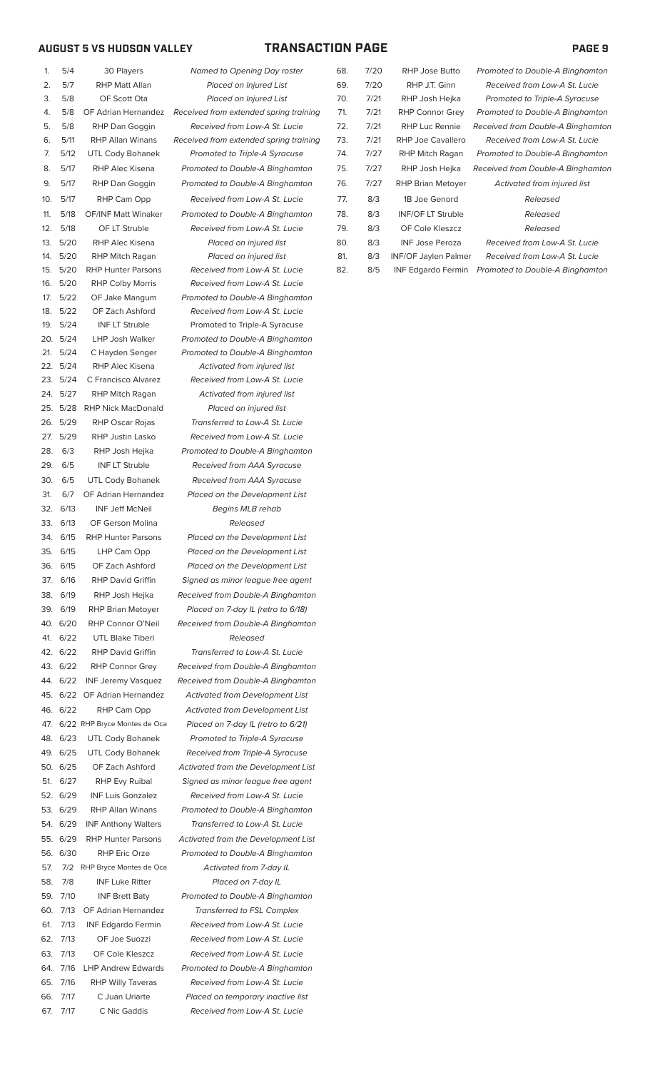## TRANSACTION PAGE

| | | | |
|---|---|---|---|
| 1. | 5/4 | 30 Players | *Named to Opening Day roster* |
| 2. | 5/7 | RHP Matt Allan | *Placed on Injured List* |
| 3. | 5/8 | OF Scott Ota | *Placed on Injured List* |
| 4. | 5/8 | OF Adrian Hernandez | *Received from extended spring training* |
| 5. | 5/8 | RHP Dan Goggin | *Received from Low-A St. Lucie* |
| 6. | 5/11 | RHP Allan Winans | *Received from extended spring training* |
| 7. | 5/12 | UTL Cody Bohanek | *Promoted to Triple-A Syracuse* |
| 8. | 5/17 | RHP Alec Kisena | *Promoted to Double-A Binghamton* |
| 9. | 5/17 | RHP Dan Goggin | *Promoted to Double-A Binghamton* |
| 10. | 5/17 | RHP Cam Opp | *Received from Low-A St. Lucie* |
| 11. | 5/18 | OF/INF Matt Winaker | *Promoted to Double-A Binghamton* |
| 12. | 5/18 | OF LT Struble | *Received from Low-A St. Lucie* |
| 13. | 5/20 | RHP Alec Kisena | *Placed on injured list* |
| 14. | 5/20 | RHP Mitch Ragan | *Placed on injured list* |
| 15. | 5/20 | RHP Hunter Parsons | *Received from Low-A St. Lucie* |
| 16. | 5/20 | RHP Colby Morris | *Received from Low-A St. Lucie* |
| 17. | 5/22 | OF Jake Mangum | *Promoted to Double-A Binghamton* |
| 18. | 5/22 | OF Zach Ashford | *Received from Low-A St. Lucie* |
| 19. | 5/24 | INF LT Struble | Promoted to Triple-A Syracuse |
| 20. | 5/24 | LHP Josh Walker | *Promoted to Double-A Binghamton* |
| 21. | 5/24 | C Hayden Senger | *Promoted to Double-A Binghamton* |
| 22. | 5/24 | RHP Alec Kisena | *Activated from injured list* |
| 23. | 5/24 | C Francisco Alvarez | *Received from Low-A St. Lucie* |
| 24. | 5/27 | RHP Mitch Ragan | *Activated from injured list* |
| 25. | 5/28 | RHP Nick MacDonald | *Placed on injured list* |
| 26. | 5/29 | RHP Oscar Rojas | *Transferred to Low-A St. Lucie* |
| 27. | 5/29 | RHP Justin Lasko | *Received from Low-A St. Lucie* |
| 28. | 6/3 | RHP Josh Hejka | *Promoted to Double-A Binghamton* |
| 29. | 6/5 | INF LT Struble | *Received from AAA Syracuse* |
| 30. | 6/5 | UTL Cody Bohanek | *Received from AAA Syracuse* |
| 31. | 6/7 | OF Adrian Hernandez | *Placed on the Development List* |
| 32. | 6/13 | INF Jeff McNeil | *Begins MLB rehab* |
| 33. | 6/13 | OF Gerson Molina | *Released* |
| 34. | 6/15 | RHP Hunter Parsons | *Placed on the Development List* |
| 35. | 6/15 | LHP Cam Opp | *Placed on the Development List* |
| 36. | 6/15 | OF Zach Ashford | *Placed on the Development List* |
| 37. | 6/16 | RHP David Griffin | *Signed as minor league free agent* |
| 38. | 6/19 | RHP Josh Hejka | *Received from Double-A Binghamton* |
| 39. | 6/19 | RHP Brian Metoyer | *Placed on 7-day IL (retro to 6/18)* |
| 40. | 6/20 | RHP Connor O'Neil | *Received from Double-A Binghamton* |
| 41. | 6/22 | UTL Blake Tiberi | *Released* |
| 42. | 6/22 | RHP David Griffin | *Transferred to Low-A St. Lucie* |
| 43. | 6/22 | RHP Connor Grey | *Received from Double-A Binghamton* |
| 44. | 6/22 | INF Jeremy Vasquez | *Received from Double-A Binghamton* |
| 45. | 6/22 | OF Adrian Hernandez | *Activated from Development List* |
| 46. | 6/22 | RHP Cam Opp | *Activated from Development List* |
| 47. | 6/22 | RHP Bryce Montes de Oca | *Placed on 7-day IL (retro to 6/21)* |
| 48. | 6/23 | UTL Cody Bohanek | *Promoted to Triple-A Syracuse* |
| 49. | 6/25 | UTL Cody Bohanek | *Received from Triple-A Syracuse* |
| 50. | 6/25 | OF Zach Ashford | *Activated from the Development List* |
| 51. | 6/27 | RHP Evy Ruibal | *Signed as minor league free agent* |
| 52. | 6/29 | INF Luis Gonzalez | *Received from Low-A St. Lucie* |
| 53. | 6/29 | RHP Allan Winans | *Promoted to Double-A Binghamton* |
| 54. | 6/29 | INF Anthony Walters | *Transferred to Low-A St. Lucie* |
| 55. | 6/29 | RHP Hunter Parsons | *Activated from the Development List* |
| 56. | 6/30 | RHP Eric Orze | *Promoted to Double-A Binghamton* |
| 57. | 7/2 | RHP Bryce Montes de Oca | *Activated from 7-day IL* |
| 58. | 7/8 | INF Luke Ritter | *Placed on 7-day IL* |
| 59. | 7/10 | INF Brett Baty | *Promoted to Double-A Binghamton* |
| 60. | 7/13 | OF Adrian Hernandez | *Transferred to FSL Complex* |
| 61. | 7/13 | INF Edgardo Fermin | *Received from Low-A St. Lucie* |
| 62. | 7/13 | OF Joe Suozzi | *Received from Low-A St. Lucie* |
| 63. | 7/13 | OF Cole Kleszcz | *Received from Low-A St. Lucie* |
| 64. | 7/16 | LHP Andrew Edwards | *Promoted to Double-A Binghamton* |
| 65. | 7/16 | RHP Willy Taveras | *Received from Low-A St. Lucie* |
| 66. | 7/17 | C Juan Uriarte | *Placed on temporary inactive list* |
| 67. | 7/17 | C Nic Gaddis | *Received from Low-A St. Lucie* |
| 68. | 7/20 | RHP Jose Butto | *Promoted to Double-A Binghamton* |
| 69. | 7/20 | RHP J.T. Ginn | *Received from Low-A St. Lucie* |
| 70. | 7/21 | RHP Josh Hejka | *Promoted to Triple-A Syracuse* |
| 71. | 7/21 | RHP Connor Grey | *Promoted to Double-A Binghamton* |
| 72. | 7/21 | RHP Luc Rennie | *Received from Double-A Binghamton* |
| 73. | 7/21 | RHP Joe Cavallero | *Received from Low-A St. Lucie* |
| 74. | 7/27 | RHP Mitch Ragan | *Promoted to Double-A Binghamton* |
| 75. | 7/27 | RHP Josh Hejka | *Received from Double-A Binghamton* |
| 76. | 7/27 | RHP Brian Metoyer | *Activated from injured list* |
| 77. | 8/3 | 1B Joe Genord | *Released* |
| 78. | 8/3 | INF/OF LT Struble | *Released* |
| 79. | 8/3 | OF Cole Kleszcz | *Released* |
| 80. | 8/3 | INF Jose Peroza | *Received from Low-A St. Lucie* |
| 81. | 8/3 | INF/OF Jaylen Palmer | *Received from Low-A St. Lucie* |
| 82. | 8/5 | INF Edgardo Fermin | *Promoted to Double-A Binghamton* |